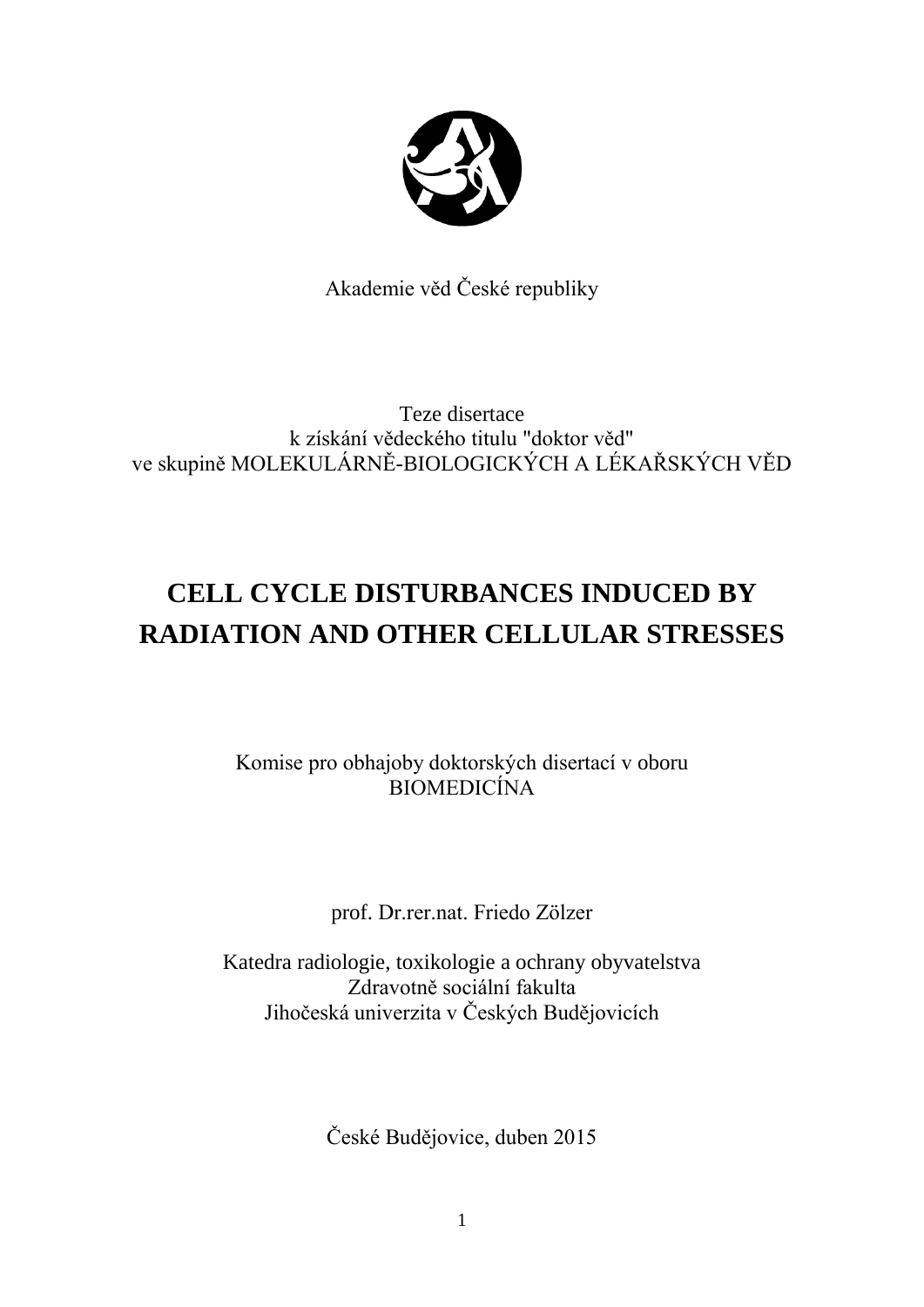Akademie věd České republiky

Teze disertace
k získání vědeckého titulu "doktor věd"
ve skupině MOLEKULÁRNĚ-BIOLOGICKÝCH A LÉKAŘSKÝCH VĚD

# CELL CYCLE DISTURBANCES INDUCED BY RADIATION AND OTHER CELLULAR STRESSES

Komise pro obhajoby doktorských disertací v oboru
BIOMEDICÍNA

prof. Dr.rer.nat. Friedo Zölzer

Katedra radiologie, toxikologie a ochrany obyvatelstva
Zdravotně sociální fakulta
Jihočeská univerzita v Českých Budějovicích

České Budějovice, duben 2015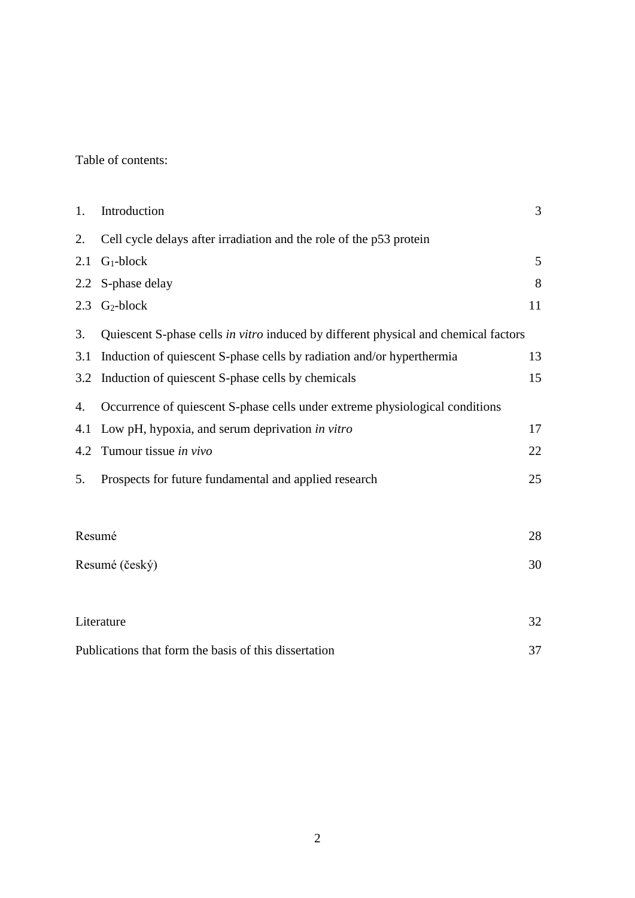Table of contents:

| | | |
|---|---|---|
| 1. | Introduction | 3 |
| 2. | Cell cycle delays after irradiation and the role of the p53 protein | |
| 2.1 | $G_1$-block | 5 |
| 2.2 | S-phase delay | 8 |
| 2.3 | $G_2$-block | 11 |
| 3. | Quiescent S-phase cells *in vitro* induced by different physical and chemical factors | |
| 3.1 | Induction of quiescent S-phase cells by radiation and/or hyperthermia | 13 |
| 3.2 | Induction of quiescent S-phase cells by chemicals | 15 |
| 4. | Occurrence of quiescent S-phase cells under extreme physiological conditions | |
| 4.1 | Low pH, hypoxia, and serum deprivation *in vitro* | 17 |
| 4.2 | Tumour tissue *in vivo* | 22 |
| 5. | Prospects for future fundamental and applied research | 25 |

| | |
|---|---|
| Resumé | 28 |
| Resumé (český) | 30 |
| Literature | 32 |
| Publications that form the basis of this dissertation | 37 |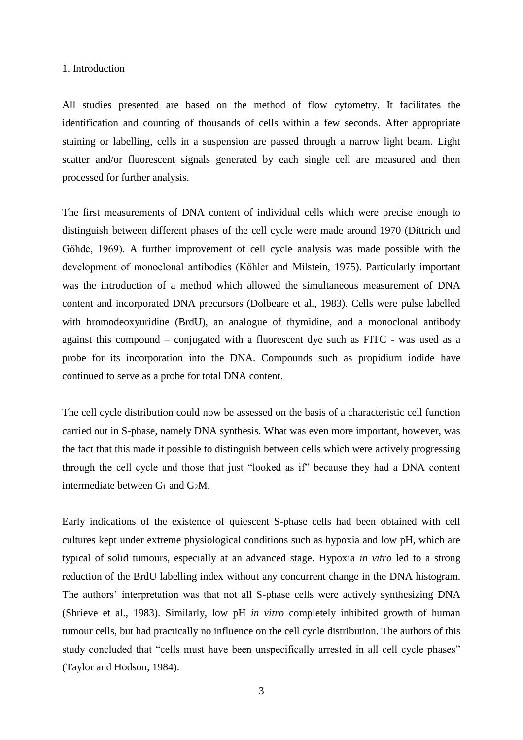# 1. Introduction

All studies presented are based on the method of flow cytometry. It facilitates the identification and counting of thousands of cells within a few seconds. After appropriate staining or labelling, cells in a suspension are passed through a narrow light beam. Light scatter and/or fluorescent signals generated by each single cell are measured and then processed for further analysis.

The first measurements of DNA content of individual cells which were precise enough to distinguish between different phases of the cell cycle were made around 1970 (Dittrich und Göhde, 1969). A further improvement of cell cycle analysis was made possible with the development of monoclonal antibodies (Köhler and Milstein, 1975). Particularly important was the introduction of a method which allowed the simultaneous measurement of DNA content and incorporated DNA precursors (Dolbeare et al., 1983). Cells were pulse labelled with bromodeoxyuridine (BrdU), an analogue of thymidine, and a monoclonal antibody against this compound – conjugated with a fluorescent dye such as FITC - was used as a probe for its incorporation into the DNA. Compounds such as propidium iodide have continued to serve as a probe for total DNA content.

The cell cycle distribution could now be assessed on the basis of a characteristic cell function carried out in S-phase, namely DNA synthesis. What was even more important, however, was the fact that this made it possible to distinguish between cells which were actively progressing through the cell cycle and those that just "looked as if" because they had a DNA content intermediate between $G_1$ and $G_2M$.

Early indications of the existence of quiescent S-phase cells had been obtained with cell cultures kept under extreme physiological conditions such as hypoxia and low pH, which are typical of solid tumours, especially at an advanced stage. Hypoxia *in vitro* led to a strong reduction of the BrdU labelling index without any concurrent change in the DNA histogram. The authors' interpretation was that not all S-phase cells were actively synthesizing DNA (Shrieve et al., 1983). Similarly, low pH *in vitro* completely inhibited growth of human tumour cells, but had practically no influence on the cell cycle distribution. The authors of this study concluded that "cells must have been unspecifically arrested in all cell cycle phases" (Taylor and Hodson, 1984).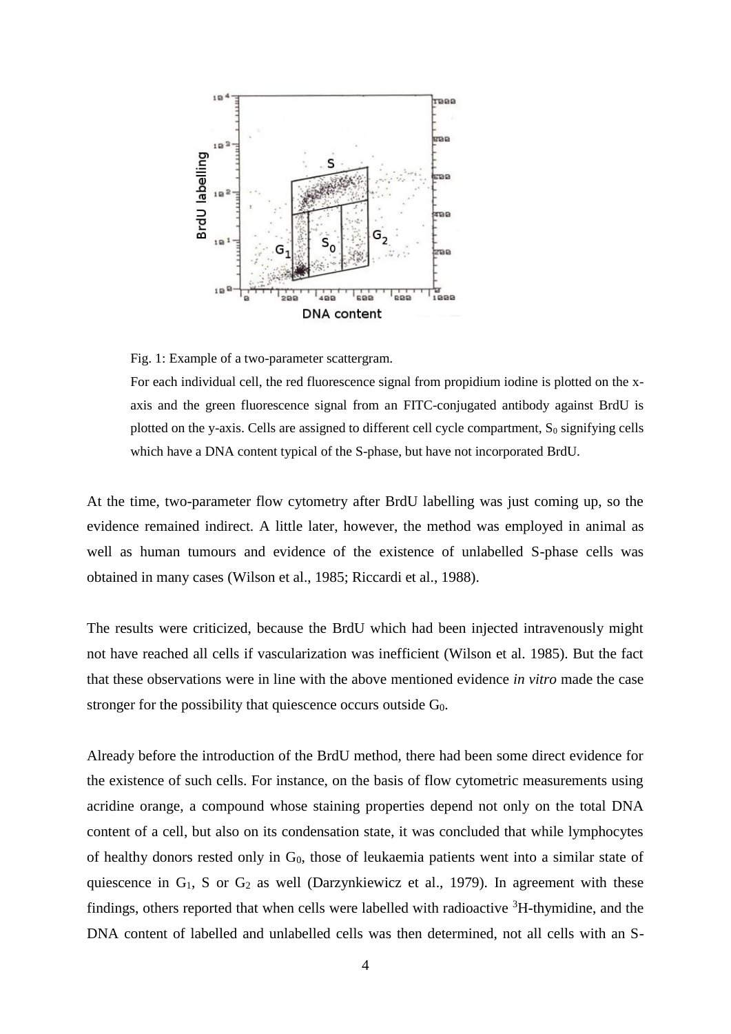Fig. 1: Example of a two-parameter scattergram.

For each individual cell, the red fluorescence signal from propidium iodine is plotted on the x-axis and the green fluorescence signal from an FITC-conjugated antibody against BrdU is plotted on the y-axis. Cells are assigned to different cell cycle compartment, $S_0$ signifying cells which have a DNA content typical of the S-phase, but have not incorporated BrdU.

At the time, two-parameter flow cytometry after BrdU labelling was just coming up, so the evidence remained indirect. A little later, however, the method was employed in animal as well as human tumours and evidence of the existence of unlabelled S-phase cells was obtained in many cases (Wilson et al., 1985; Riccardi et al., 1988).

The results were criticized, because the BrdU which had been injected intravenously might not have reached all cells if vascularization was inefficient (Wilson et al. 1985). But the fact that these observations were in line with the above mentioned evidence *in vitro* made the case stronger for the possibility that quiescence occurs outside $G_0$.

Already before the introduction of the BrdU method, there had been some direct evidence for the existence of such cells. For instance, on the basis of flow cytometric measurements using acridine orange, a compound whose staining properties depend not only on the total DNA content of a cell, but also on its condensation state, it was concluded that while lymphocytes of healthy donors rested only in $G_0$, those of leukaemia patients went into a similar state of quiescence in $G_1$, S or $G_2$ as well (Darzynkiewicz et al., 1979). In agreement with these findings, others reported that when cells were labelled with radioactive $^3$H-thymidine, and the DNA content of labelled and unlabelled cells was then determined, not all cells with an S-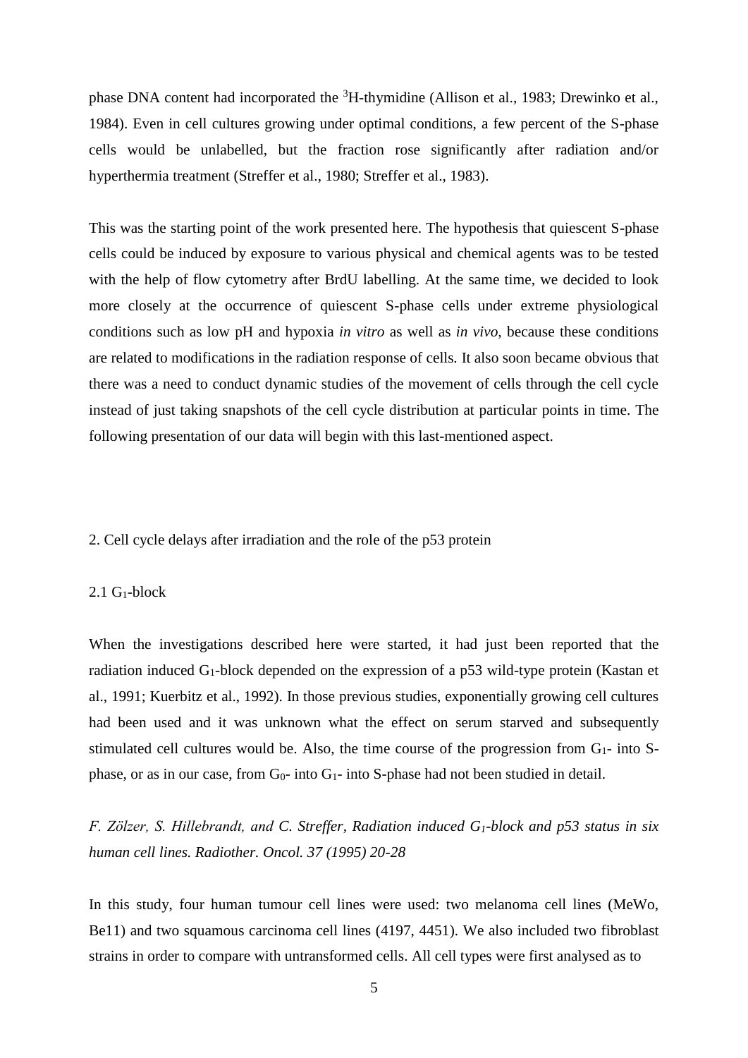phase DNA content had incorporated the $^3$H-thymidine (Allison et al., 1983; Drewinko et al., 1984). Even in cell cultures growing under optimal conditions, a few percent of the S-phase cells would be unlabelled, but the fraction rose significantly after radiation and/or hyperthermia treatment (Streffer et al., 1980; Streffer et al., 1983).

This was the starting point of the work presented here. The hypothesis that quiescent S-phase cells could be induced by exposure to various physical and chemical agents was to be tested with the help of flow cytometry after BrdU labelling. At the same time, we decided to look more closely at the occurrence of quiescent S-phase cells under extreme physiological conditions such as low pH and hypoxia *in vitro* as well as *in vivo*, because these conditions are related to modifications in the radiation response of cells. It also soon became obvious that there was a need to conduct dynamic studies of the movement of cells through the cell cycle instead of just taking snapshots of the cell cycle distribution at particular points in time. The following presentation of our data will begin with this last-mentioned aspect.

## 2. Cell cycle delays after irradiation and the role of the p53 protein

### 2.1 $G_1$-block

When the investigations described here were started, it had just been reported that the radiation induced $G_1$-block depended on the expression of a p53 wild-type protein (Kastan et al., 1991; Kuerbitz et al., 1992). In those previous studies, exponentially growing cell cultures had been used and it was unknown what the effect on serum starved and subsequently stimulated cell cultures would be. Also, the time course of the progression from $G_1$- into S-phase, or as in our case, from $G_0$- into $G_1$- into S-phase had not been studied in detail.

*F. Zölzer, S. Hillebrandt, and C. Streffer, Radiation induced $G_1$-block and p53 status in six human cell lines. Radiother. Oncol. 37 (1995) 20-28*

In this study, four human tumour cell lines were used: two melanoma cell lines (MeWo, Be11) and two squamous carcinoma cell lines (4197, 4451). We also included two fibroblast strains in order to compare with untransformed cells. All cell types were first analysed as to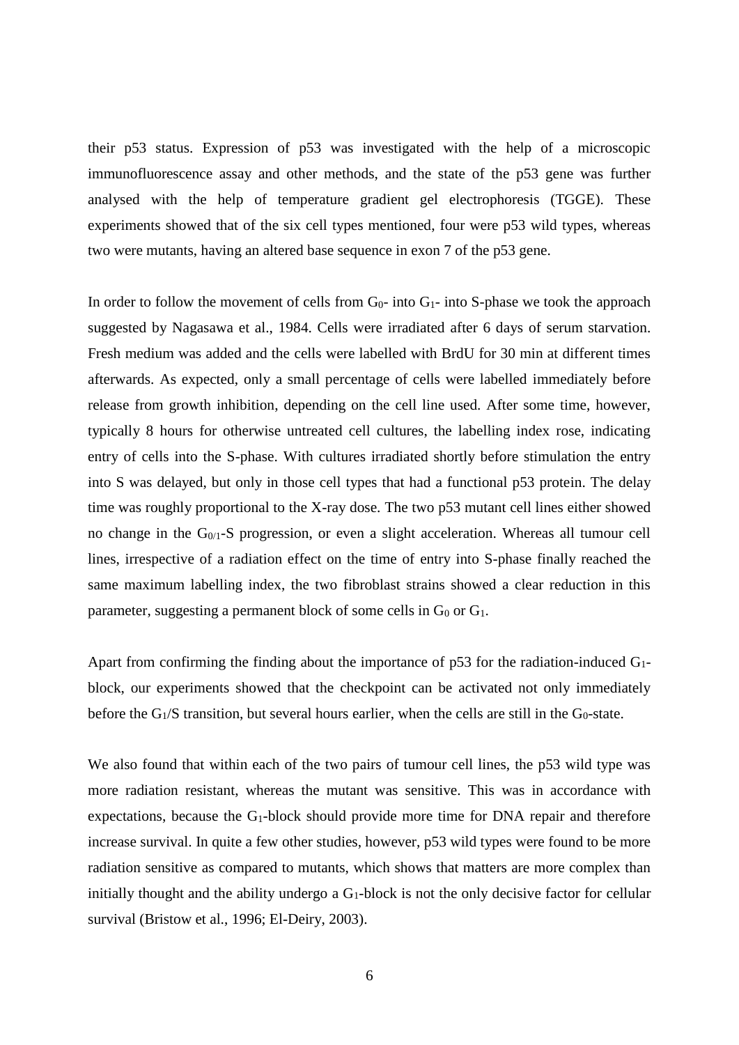their p53 status. Expression of p53 was investigated with the help of a microscopic immunofluorescence assay and other methods, and the state of the p53 gene was further analysed with the help of temperature gradient gel electrophoresis (TGGE). These experiments showed that of the six cell types mentioned, four were p53 wild types, whereas two were mutants, having an altered base sequence in exon 7 of the p53 gene.

In order to follow the movement of cells from $G_0$- into $G_1$- into S-phase we took the approach suggested by Nagasawa et al., 1984. Cells were irradiated after 6 days of serum starvation. Fresh medium was added and the cells were labelled with BrdU for 30 min at different times afterwards. As expected, only a small percentage of cells were labelled immediately before release from growth inhibition, depending on the cell line used. After some time, however, typically 8 hours for otherwise untreated cell cultures, the labelling index rose, indicating entry of cells into the S-phase. With cultures irradiated shortly before stimulation the entry into S was delayed, but only in those cell types that had a functional p53 protein. The delay time was roughly proportional to the X-ray dose. The two p53 mutant cell lines either showed no change in the $G_{0/1}$-S progression, or even a slight acceleration. Whereas all tumour cell lines, irrespective of a radiation effect on the time of entry into S-phase finally reached the same maximum labelling index, the two fibroblast strains showed a clear reduction in this parameter, suggesting a permanent block of some cells in $G_0$ or $G_1$.

Apart from confirming the finding about the importance of p53 for the radiation-induced $G_1$-block, our experiments showed that the checkpoint can be activated not only immediately before the $G_1$/S transition, but several hours earlier, when the cells are still in the $G_0$-state.

We also found that within each of the two pairs of tumour cell lines, the p53 wild type was more radiation resistant, whereas the mutant was sensitive. This was in accordance with expectations, because the $G_1$-block should provide more time for DNA repair and therefore increase survival. In quite a few other studies, however, p53 wild types were found to be more radiation sensitive as compared to mutants, which shows that matters are more complex than initially thought and the ability undergo a $G_1$-block is not the only decisive factor for cellular survival (Bristow et al., 1996; El-Deiry, 2003).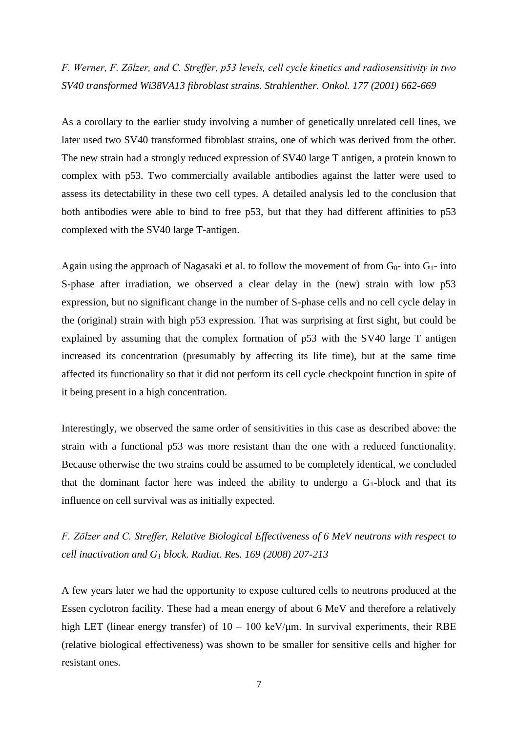*F. Werner, F. Zölzer, and C. Streffer, p53 levels, cell cycle kinetics and radiosensitivity in two SV40 transformed Wi38VA13 fibroblast strains. Strahlenther. Onkol. 177 (2001) 662-669*

As a corollary to the earlier study involving a number of genetically unrelated cell lines, we later used two SV40 transformed fibroblast strains, one of which was derived from the other. The new strain had a strongly reduced expression of SV40 large T antigen, a protein known to complex with p53. Two commercially available antibodies against the latter were used to assess its detectability in these two cell types. A detailed analysis led to the conclusion that both antibodies were able to bind to free p53, but that they had different affinities to p53 complexed with the SV40 large T-antigen.

Again using the approach of Nagasaki et al. to follow the movement of from $G_0$- into $G_1$- into S-phase after irradiation, we observed a clear delay in the (new) strain with low p53 expression, but no significant change in the number of S-phase cells and no cell cycle delay in the (original) strain with high p53 expression. That was surprising at first sight, but could be explained by assuming that the complex formation of p53 with the SV40 large T antigen increased its concentration (presumably by affecting its life time), but at the same time affected its functionality so that it did not perform its cell cycle checkpoint function in spite of it being present in a high concentration.

Interestingly, we observed the same order of sensitivities in this case as described above: the strain with a functional p53 was more resistant than the one with a reduced functionality. Because otherwise the two strains could be assumed to be completely identical, we concluded that the dominant factor here was indeed the ability to undergo a $G_1$-block and that its influence on cell survival was as initially expected.

*F. Zölzer and C. Streffer, Relative Biological Effectiveness of 6 MeV neutrons with respect to cell inactivation and $G_1$ block. Radiat. Res. 169 (2008) 207-213*

A few years later we had the opportunity to expose cultured cells to neutrons produced at the Essen cyclotron facility. These had a mean energy of about 6 MeV and therefore a relatively high LET (linear energy transfer) of 10 – 100 keV/µm. In survival experiments, their RBE (relative biological effectiveness) was shown to be smaller for sensitive cells and higher for resistant ones.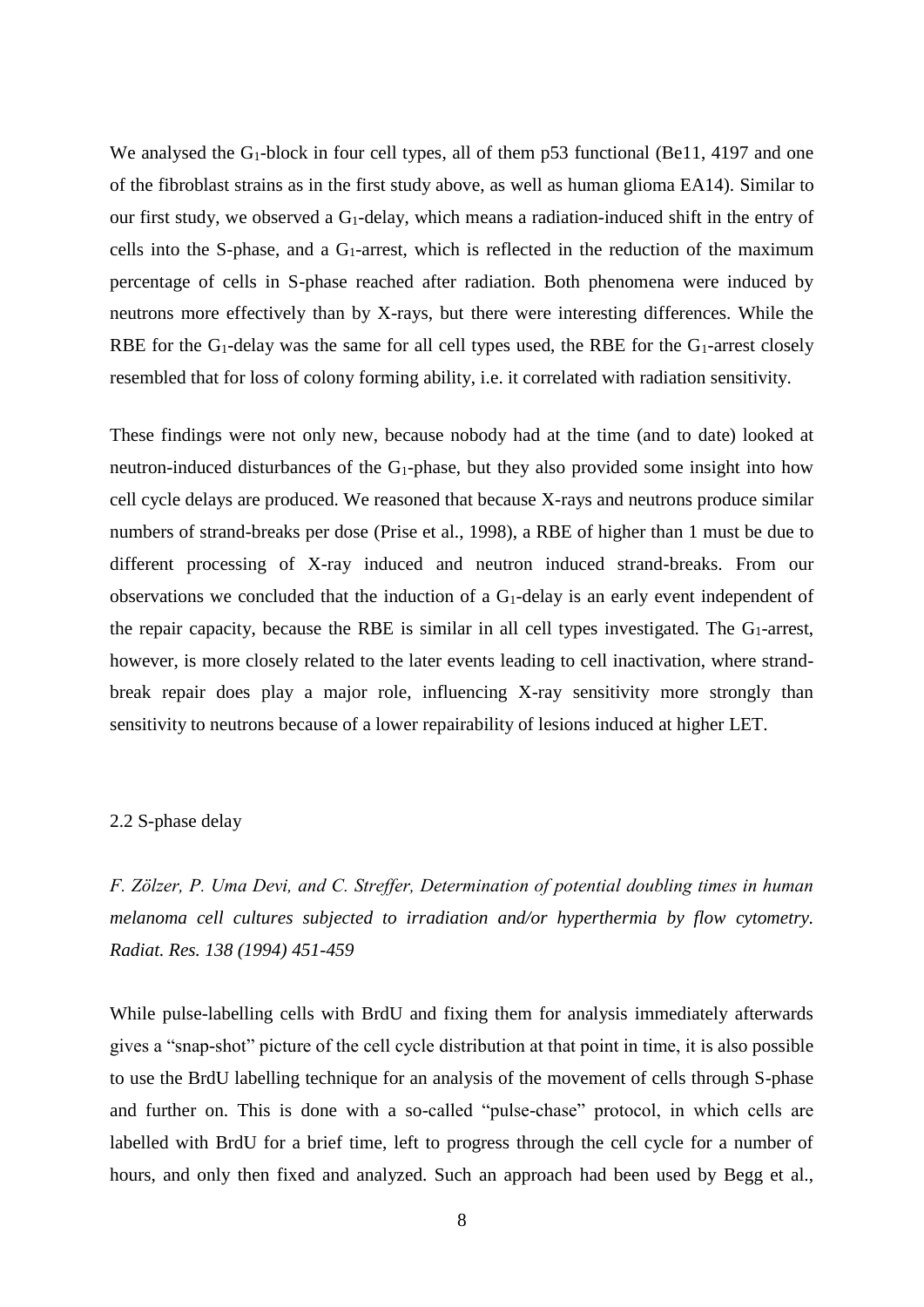We analysed the $G_1$-block in four cell types, all of them p53 functional (Be11, 4197 and one of the fibroblast strains as in the first study above, as well as human glioma EA14). Similar to our first study, we observed a $G_1$-delay, which means a radiation-induced shift in the entry of cells into the S-phase, and a $G_1$-arrest, which is reflected in the reduction of the maximum percentage of cells in S-phase reached after radiation. Both phenomena were induced by neutrons more effectively than by X-rays, but there were interesting differences. While the RBE for the $G_1$-delay was the same for all cell types used, the RBE for the $G_1$-arrest closely resembled that for loss of colony forming ability, i.e. it correlated with radiation sensitivity.

These findings were not only new, because nobody had at the time (and to date) looked at neutron-induced disturbances of the $G_1$-phase, but they also provided some insight into how cell cycle delays are produced. We reasoned that because X-rays and neutrons produce similar numbers of strand-breaks per dose (Prise et al., 1998), a RBE of higher than 1 must be due to different processing of X-ray induced and neutron induced strand-breaks. From our observations we concluded that the induction of a $G_1$-delay is an early event independent of the repair capacity, because the RBE is similar in all cell types investigated. The $G_1$-arrest, however, is more closely related to the later events leading to cell inactivation, where strand-break repair does play a major role, influencing X-ray sensitivity more strongly than sensitivity to neutrons because of a lower repairability of lesions induced at higher LET.

## 2.2 S-phase delay

*F. Zölzer, P. Uma Devi, and C. Streffer, Determination of potential doubling times in human melanoma cell cultures subjected to irradiation and/or hyperthermia by flow cytometry. Radiat. Res. 138 (1994) 451-459*

While pulse-labelling cells with BrdU and fixing them for analysis immediately afterwards gives a "snap-shot" picture of the cell cycle distribution at that point in time, it is also possible to use the BrdU labelling technique for an analysis of the movement of cells through S-phase and further on. This is done with a so-called "pulse-chase" protocol, in which cells are labelled with BrdU for a brief time, left to progress through the cell cycle for a number of hours, and only then fixed and analyzed. Such an approach had been used by Begg et al.,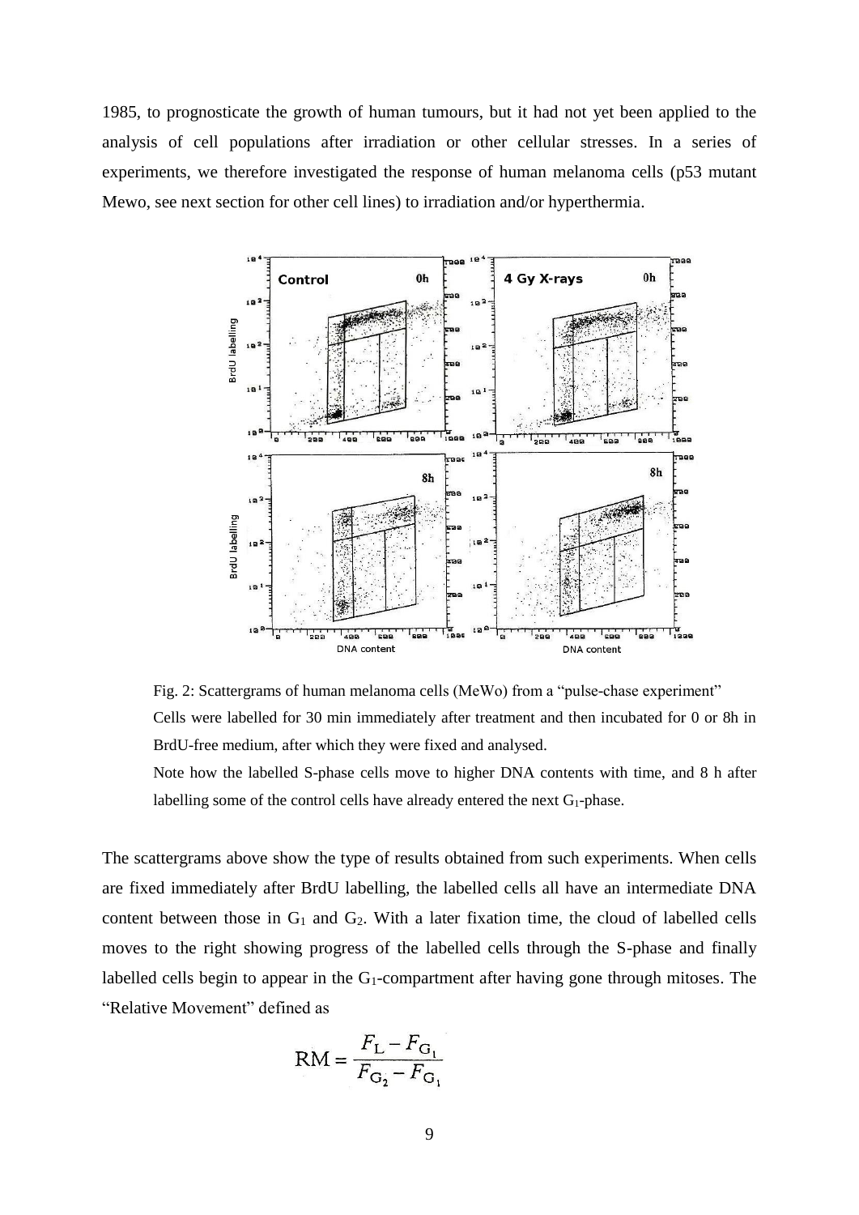1985, to prognosticate the growth of human tumours, but it had not yet been applied to the analysis of cell populations after irradiation or other cellular stresses. In a series of experiments, we therefore investigated the response of human melanoma cells (p53 mutant Mewo, see next section for other cell lines) to irradiation and/or hyperthermia.

Fig. 2: Scattergrams of human melanoma cells (MeWo) from a "pulse-chase experiment"
Cells were labelled for 30 min immediately after treatment and then incubated for 0 or 8h in BrdU-free medium, after which they were fixed and analysed.
Note how the labelled S-phase cells move to higher DNA contents with time, and 8 h after labelling some of the control cells have already entered the next $G_1$-phase.

The scattergrams above show the type of results obtained from such experiments. When cells are fixed immediately after BrdU labelling, the labelled cells all have an intermediate DNA content between those in $G_1$ and $G_2$. With a later fixation time, the cloud of labelled cells moves to the right showing progress of the labelled cells through the S-phase and finally labelled cells begin to appear in the $G_1$-compartment after having gone through mitoses. The "Relative Movement" defined as

$$\mathrm{RM} = \frac{F_{\mathrm{L}} - F_{\mathrm{G}_1}}{F_{\mathrm{G}_2} - F_{\mathrm{G}_1}}$$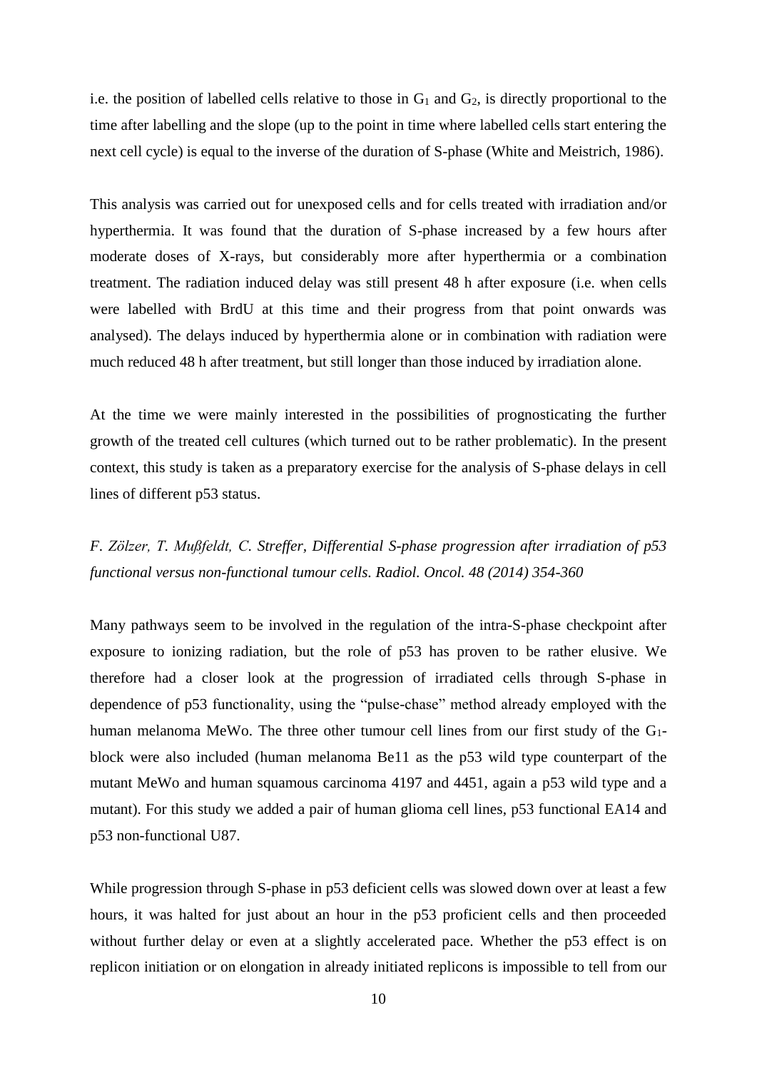i.e. the position of labelled cells relative to those in $G_1$ and $G_2$, is directly proportional to the time after labelling and the slope (up to the point in time where labelled cells start entering the next cell cycle) is equal to the inverse of the duration of S-phase (White and Meistrich, 1986).

This analysis was carried out for unexposed cells and for cells treated with irradiation and/or hyperthermia. It was found that the duration of S-phase increased by a few hours after moderate doses of X-rays, but considerably more after hyperthermia or a combination treatment. The radiation induced delay was still present 48 h after exposure (i.e. when cells were labelled with BrdU at this time and their progress from that point onwards was analysed). The delays induced by hyperthermia alone or in combination with radiation were much reduced 48 h after treatment, but still longer than those induced by irradiation alone.

At the time we were mainly interested in the possibilities of prognosticating the further growth of the treated cell cultures (which turned out to be rather problematic). In the present context, this study is taken as a preparatory exercise for the analysis of S-phase delays in cell lines of different p53 status.

*F. Zölzer, T. Mußfeldt, C. Streffer, Differential S-phase progression after irradiation of p53 functional versus non-functional tumour cells. Radiol. Oncol. 48 (2014) 354-360*

Many pathways seem to be involved in the regulation of the intra-S-phase checkpoint after exposure to ionizing radiation, but the role of p53 has proven to be rather elusive. We therefore had a closer look at the progression of irradiated cells through S-phase in dependence of p53 functionality, using the "pulse-chase" method already employed with the human melanoma MeWo. The three other tumour cell lines from our first study of the $G_1$-block were also included (human melanoma Be11 as the p53 wild type counterpart of the mutant MeWo and human squamous carcinoma 4197 and 4451, again a p53 wild type and a mutant). For this study we added a pair of human glioma cell lines, p53 functional EA14 and p53 non-functional U87.

While progression through S-phase in p53 deficient cells was slowed down over at least a few hours, it was halted for just about an hour in the p53 proficient cells and then proceeded without further delay or even at a slightly accelerated pace. Whether the p53 effect is on replicon initiation or on elongation in already initiated replicons is impossible to tell from our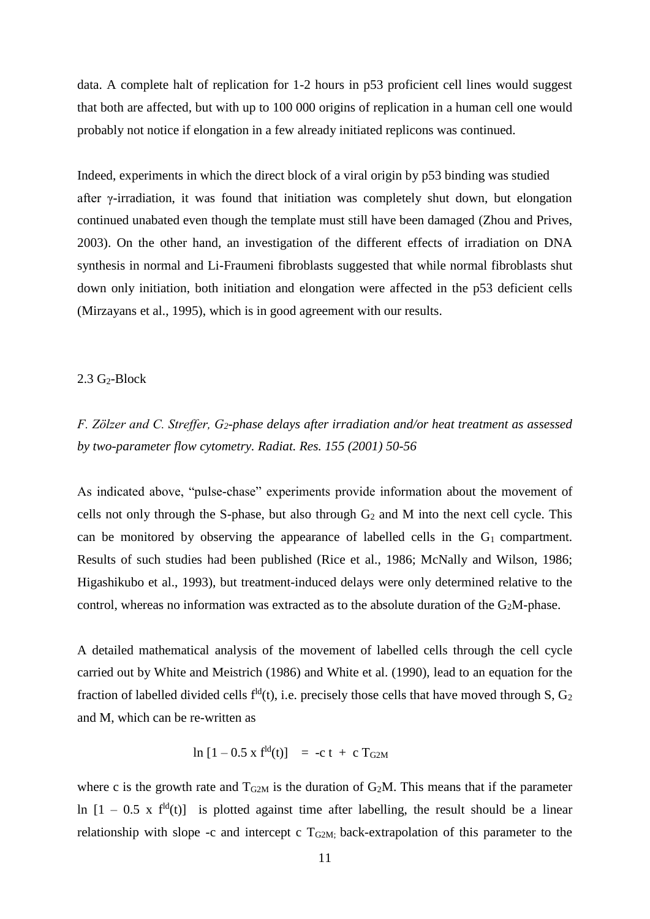data. A complete halt of replication for 1-2 hours in p53 proficient cell lines would suggest that both are affected, but with up to 100 000 origins of replication in a human cell one would probably not notice if elongation in a few already initiated replicons was continued.

Indeed, experiments in which the direct block of a viral origin by p53 binding was studied after γ-irradiation, it was found that initiation was completely shut down, but elongation continued unabated even though the template must still have been damaged (Zhou and Prives, 2003). On the other hand, an investigation of the different effects of irradiation on DNA synthesis in normal and Li-Fraumeni fibroblasts suggested that while normal fibroblasts shut down only initiation, both initiation and elongation were affected in the p53 deficient cells (Mirzayans et al., 1995), which is in good agreement with our results.

### 2.3 $G_2$-Block

*F. Zölzer and C. Streffer, $G_2$-phase delays after irradiation and/or heat treatment as assessed by two-parameter flow cytometry. Radiat. Res. 155 (2001) 50-56*

As indicated above, "pulse-chase" experiments provide information about the movement of cells not only through the S-phase, but also through $G_2$ and M into the next cell cycle. This can be monitored by observing the appearance of labelled cells in the $G_1$ compartment. Results of such studies had been published (Rice et al., 1986; McNally and Wilson, 1986; Higashikubo et al., 1993), but treatment-induced delays were only determined relative to the control, whereas no information was extracted as to the absolute duration of the $G_2$M-phase.

A detailed mathematical analysis of the movement of labelled cells through the cell cycle carried out by White and Meistrich (1986) and White et al. (1990), lead to an equation for the fraction of labelled divided cells $f^{ld}(t)$, i.e. precisely those cells that have moved through S, $G_2$ and M, which can be re-written as

$$\ln\left[1 - 0.5 \times f^{ld}(t)\right] = -c\,t + c\,T_{G2M}$$

where c is the growth rate and $T_{G2M}$ is the duration of $G_2$M. This means that if the parameter $\ln\left[1 - 0.5 \times f^{ld}(t)\right]$ is plotted against time after labelling, the result should be a linear relationship with slope -c and intercept c $T_{G2M}$; back-extrapolation of this parameter to the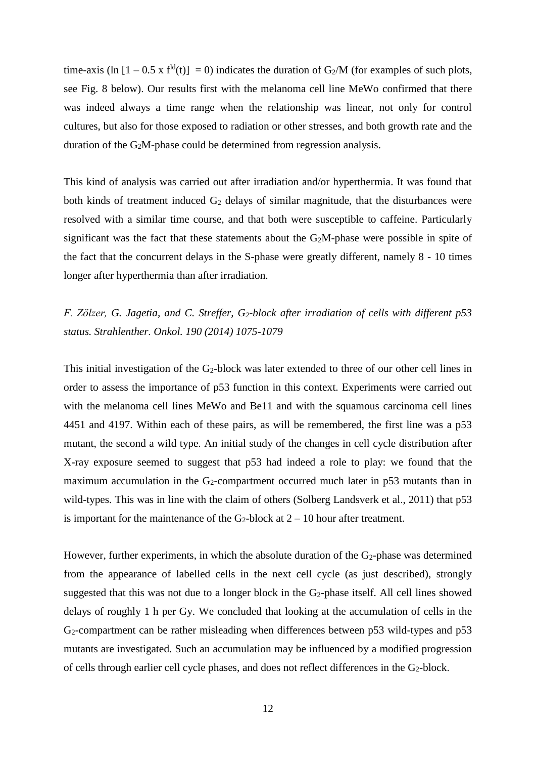time-axis ($\ln [1 - 0.5 \times f^{ld}(t)] = 0$) indicates the duration of $G_2$/M (for examples of such plots, see Fig. 8 below). Our results first with the melanoma cell line MeWo confirmed that there was indeed always a time range when the relationship was linear, not only for control cultures, but also for those exposed to radiation or other stresses, and both growth rate and the duration of the $G_2$M-phase could be determined from regression analysis.

This kind of analysis was carried out after irradiation and/or hyperthermia. It was found that both kinds of treatment induced $G_2$ delays of similar magnitude, that the disturbances were resolved with a similar time course, and that both were susceptible to caffeine. Particularly significant was the fact that these statements about the $G_2$M-phase were possible in spite of the fact that the concurrent delays in the S-phase were greatly different, namely 8 - 10 times longer after hyperthermia than after irradiation.

*F. Zölzer, G. Jagetia, and C. Streffer, $G_2$-block after irradiation of cells with different p53 status. Strahlenther. Onkol. 190 (2014) 1075-1079*

This initial investigation of the $G_2$-block was later extended to three of our other cell lines in order to assess the importance of p53 function in this context. Experiments were carried out with the melanoma cell lines MeWo and Be11 and with the squamous carcinoma cell lines 4451 and 4197. Within each of these pairs, as will be remembered, the first line was a p53 mutant, the second a wild type. An initial study of the changes in cell cycle distribution after X-ray exposure seemed to suggest that p53 had indeed a role to play: we found that the maximum accumulation in the $G_2$-compartment occurred much later in p53 mutants than in wild-types. This was in line with the claim of others (Solberg Landsverk et al., 2011) that p53 is important for the maintenance of the $G_2$-block at 2 – 10 hour after treatment.

However, further experiments, in which the absolute duration of the $G_2$-phase was determined from the appearance of labelled cells in the next cell cycle (as just described), strongly suggested that this was not due to a longer block in the $G_2$-phase itself. All cell lines showed delays of roughly 1 h per Gy. We concluded that looking at the accumulation of cells in the $G_2$-compartment can be rather misleading when differences between p53 wild-types and p53 mutants are investigated. Such an accumulation may be influenced by a modified progression of cells through earlier cell cycle phases, and does not reflect differences in the $G_2$-block.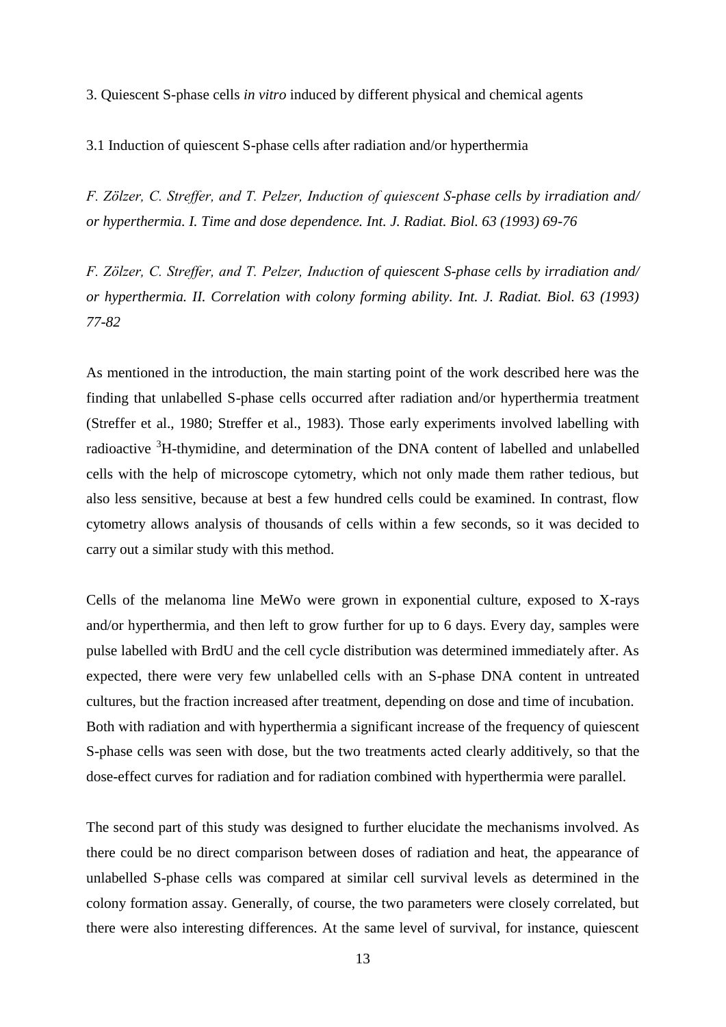## 3. Quiescent S-phase cells *in vitro* induced by different physical and chemical agents

### 3.1 Induction of quiescent S-phase cells after radiation and/or hyperthermia

*F. Zölzer, C. Streffer, and T. Pelzer, Induction of quiescent S-phase cells by irradiation and/ or hyperthermia. I. Time and dose dependence. Int. J. Radiat. Biol. 63 (1993) 69-76*

*F. Zölzer, C. Streffer, and T. Pelzer, Induction of quiescent S-phase cells by irradiation and/ or hyperthermia. II. Correlation with colony forming ability. Int. J. Radiat. Biol. 63 (1993) 77-82*

As mentioned in the introduction, the main starting point of the work described here was the finding that unlabelled S-phase cells occurred after radiation and/or hyperthermia treatment (Streffer et al., 1980; Streffer et al., 1983). Those early experiments involved labelling with radioactive $^{3}$H-thymidine, and determination of the DNA content of labelled and unlabelled cells with the help of microscope cytometry, which not only made them rather tedious, but also less sensitive, because at best a few hundred cells could be examined. In contrast, flow cytometry allows analysis of thousands of cells within a few seconds, so it was decided to carry out a similar study with this method.

Cells of the melanoma line MeWo were grown in exponential culture, exposed to X-rays and/or hyperthermia, and then left to grow further for up to 6 days. Every day, samples were pulse labelled with BrdU and the cell cycle distribution was determined immediately after. As expected, there were very few unlabelled cells with an S-phase DNA content in untreated cultures, but the fraction increased after treatment, depending on dose and time of incubation. Both with radiation and with hyperthermia a significant increase of the frequency of quiescent S-phase cells was seen with dose, but the two treatments acted clearly additively, so that the dose-effect curves for radiation and for radiation combined with hyperthermia were parallel.

The second part of this study was designed to further elucidate the mechanisms involved. As there could be no direct comparison between doses of radiation and heat, the appearance of unlabelled S-phase cells was compared at similar cell survival levels as determined in the colony formation assay. Generally, of course, the two parameters were closely correlated, but there were also interesting differences. At the same level of survival, for instance, quiescent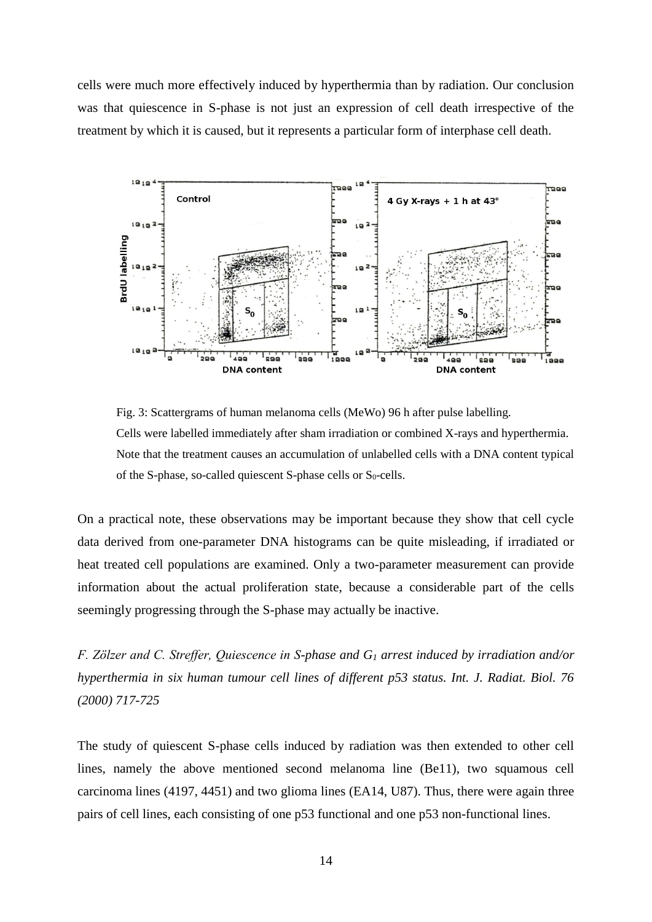cells were much more effectively induced by hyperthermia than by radiation. Our conclusion was that quiescence in S-phase is not just an expression of cell death irrespective of the treatment by which it is caused, but it represents a particular form of interphase cell death.

Fig. 3: Scattergrams of human melanoma cells (MeWo) 96 h after pulse labelling. Cells were labelled immediately after sham irradiation or combined X-rays and hyperthermia. Note that the treatment causes an accumulation of unlabelled cells with a DNA content typical of the S-phase, so-called quiescent S-phase cells or $S_0$-cells.

On a practical note, these observations may be important because they show that cell cycle data derived from one-parameter DNA histograms can be quite misleading, if irradiated or heat treated cell populations are examined. Only a two-parameter measurement can provide information about the actual proliferation state, because a considerable part of the cells seemingly progressing through the S-phase may actually be inactive.

*F. Zölzer and C. Streffer, Quiescence in S-phase and $G_1$ arrest induced by irradiation and/or hyperthermia in six human tumour cell lines of different p53 status. Int. J. Radiat. Biol. 76 (2000) 717-725*

The study of quiescent S-phase cells induced by radiation was then extended to other cell lines, namely the above mentioned second melanoma line (Be11), two squamous cell carcinoma lines (4197, 4451) and two glioma lines (EA14, U87). Thus, there were again three pairs of cell lines, each consisting of one p53 functional and one p53 non-functional lines.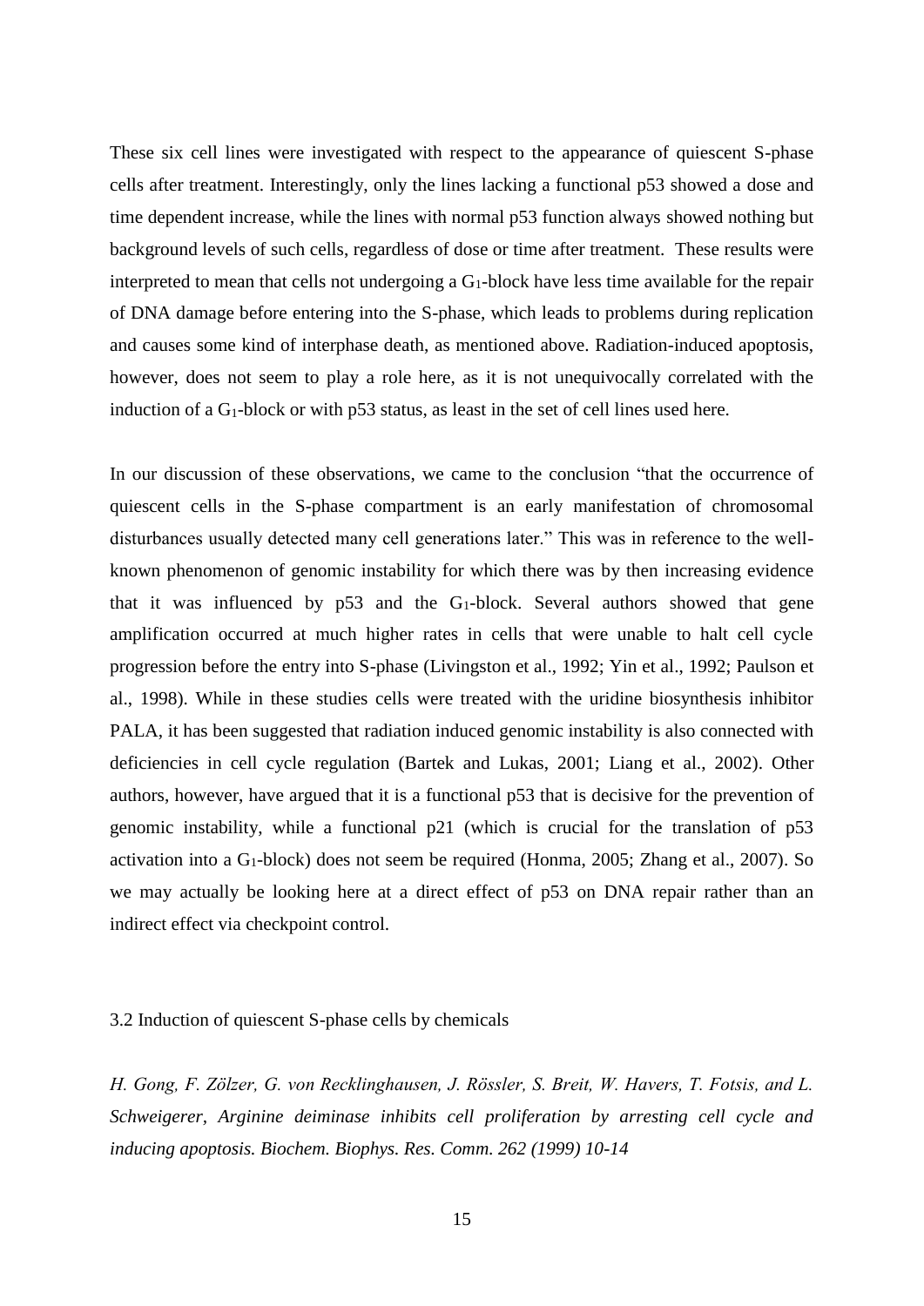These six cell lines were investigated with respect to the appearance of quiescent S-phase cells after treatment. Interestingly, only the lines lacking a functional p53 showed a dose and time dependent increase, while the lines with normal p53 function always showed nothing but background levels of such cells, regardless of dose or time after treatment. These results were interpreted to mean that cells not undergoing a $G_1$-block have less time available for the repair of DNA damage before entering into the S-phase, which leads to problems during replication and causes some kind of interphase death, as mentioned above. Radiation-induced apoptosis, however, does not seem to play a role here, as it is not unequivocally correlated with the induction of a $G_1$-block or with p53 status, as least in the set of cell lines used here.

In our discussion of these observations, we came to the conclusion "that the occurrence of quiescent cells in the S-phase compartment is an early manifestation of chromosomal disturbances usually detected many cell generations later." This was in reference to the well-known phenomenon of genomic instability for which there was by then increasing evidence that it was influenced by p53 and the $G_1$-block. Several authors showed that gene amplification occurred at much higher rates in cells that were unable to halt cell cycle progression before the entry into S-phase (Livingston et al., 1992; Yin et al., 1992; Paulson et al., 1998). While in these studies cells were treated with the uridine biosynthesis inhibitor PALA, it has been suggested that radiation induced genomic instability is also connected with deficiencies in cell cycle regulation (Bartek and Lukas, 2001; Liang et al., 2002). Other authors, however, have argued that it is a functional p53 that is decisive for the prevention of genomic instability, while a functional p21 (which is crucial for the translation of p53 activation into a $G_1$-block) does not seem be required (Honma, 2005; Zhang et al., 2007). So we may actually be looking here at a direct effect of p53 on DNA repair rather than an indirect effect via checkpoint control.

### 3.2 Induction of quiescent S-phase cells by chemicals

*H. Gong, F. Zölzer, G. von Recklinghausen, J. Rössler, S. Breit, W. Havers, T. Fotsis, and L. Schweigerer, Arginine deiminase inhibits cell proliferation by arresting cell cycle and inducing apoptosis. Biochem. Biophys. Res. Comm. 262 (1999) 10-14*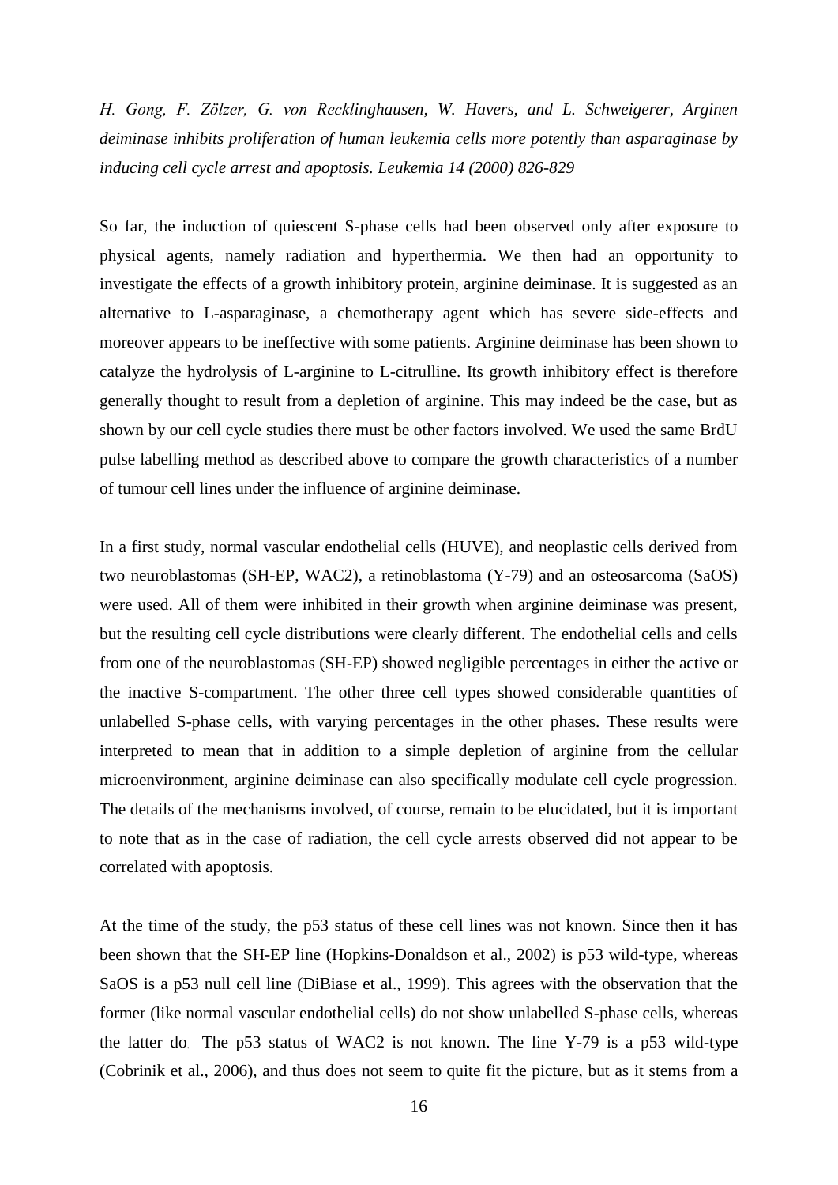*H. Gong, F. Zölzer, G. von Recklinghausen, W. Havers, and L. Schweigerer, Arginen deiminase inhibits proliferation of human leukemia cells more potently than asparaginase by inducing cell cycle arrest and apoptosis. Leukemia 14 (2000) 826-829*

So far, the induction of quiescent S-phase cells had been observed only after exposure to physical agents, namely radiation and hyperthermia. We then had an opportunity to investigate the effects of a growth inhibitory protein, arginine deiminase. It is suggested as an alternative to L-asparaginase, a chemotherapy agent which has severe side-effects and moreover appears to be ineffective with some patients. Arginine deiminase has been shown to catalyze the hydrolysis of L-arginine to L-citrulline. Its growth inhibitory effect is therefore generally thought to result from a depletion of arginine. This may indeed be the case, but as shown by our cell cycle studies there must be other factors involved. We used the same BrdU pulse labelling method as described above to compare the growth characteristics of a number of tumour cell lines under the influence of arginine deiminase.

In a first study, normal vascular endothelial cells (HUVE), and neoplastic cells derived from two neuroblastomas (SH-EP, WAC2), a retinoblastoma (Y-79) and an osteosarcoma (SaOS) were used. All of them were inhibited in their growth when arginine deiminase was present, but the resulting cell cycle distributions were clearly different. The endothelial cells and cells from one of the neuroblastomas (SH-EP) showed negligible percentages in either the active or the inactive S-compartment. The other three cell types showed considerable quantities of unlabelled S-phase cells, with varying percentages in the other phases. These results were interpreted to mean that in addition to a simple depletion of arginine from the cellular microenvironment, arginine deiminase can also specifically modulate cell cycle progression. The details of the mechanisms involved, of course, remain to be elucidated, but it is important to note that as in the case of radiation, the cell cycle arrests observed did not appear to be correlated with apoptosis.

At the time of the study, the p53 status of these cell lines was not known. Since then it has been shown that the SH-EP line (Hopkins-Donaldson et al., 2002) is p53 wild-type, whereas SaOS is a p53 null cell line (DiBiase et al., 1999). This agrees with the observation that the former (like normal vascular endothelial cells) do not show unlabelled S-phase cells, whereas the latter do. The p53 status of WAC2 is not known. The line Y-79 is a p53 wild-type (Cobrinik et al., 2006), and thus does not seem to quite fit the picture, but as it stems from a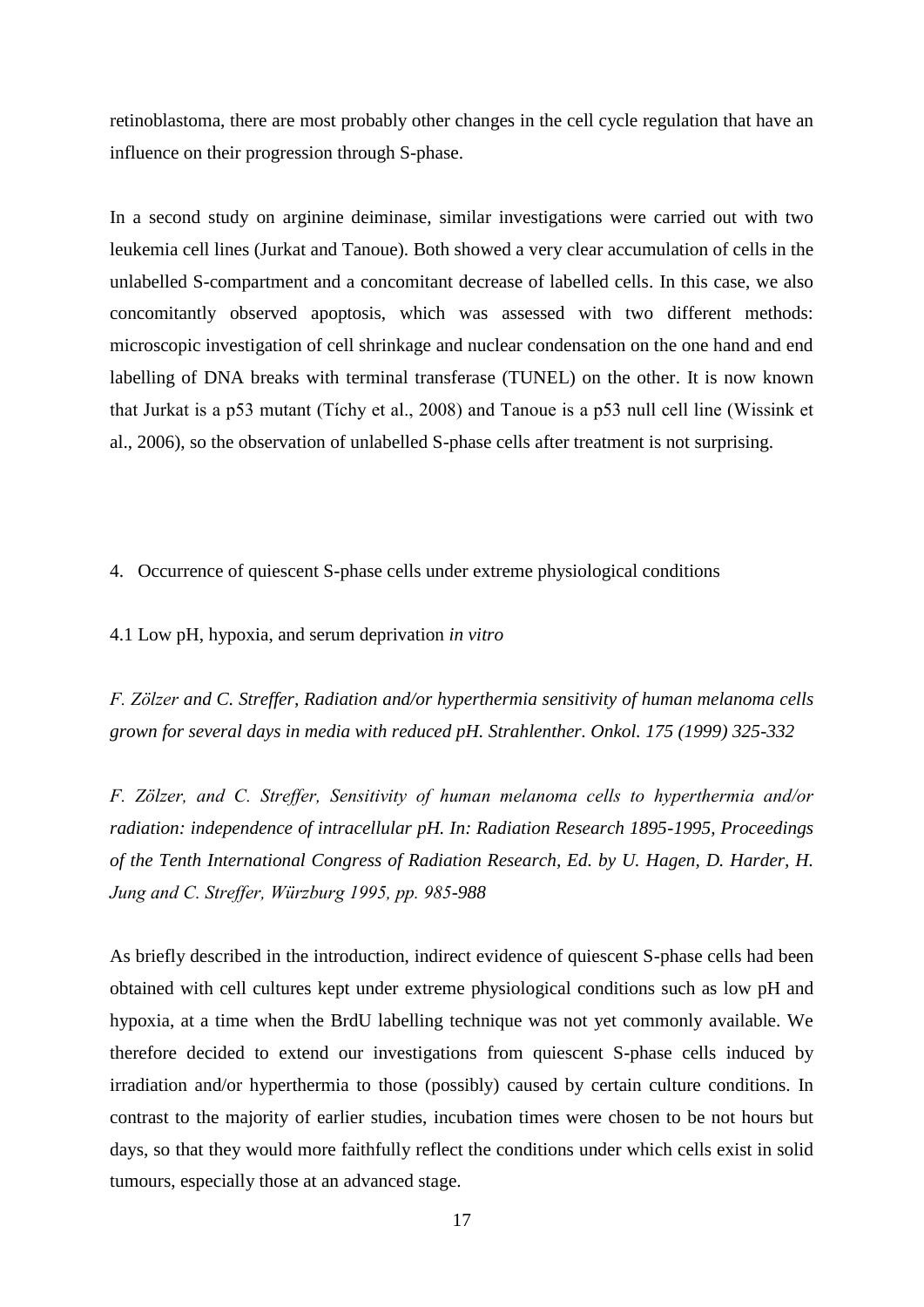retinoblastoma, there are most probably other changes in the cell cycle regulation that have an influence on their progression through S-phase.

In a second study on arginine deiminase, similar investigations were carried out with two leukemia cell lines (Jurkat and Tanoue). Both showed a very clear accumulation of cells in the unlabelled S-compartment and a concomitant decrease of labelled cells. In this case, we also concomitantly observed apoptosis, which was assessed with two different methods: microscopic investigation of cell shrinkage and nuclear condensation on the one hand and end labelling of DNA breaks with terminal transferase (TUNEL) on the other. It is now known that Jurkat is a p53 mutant (Týchy et al., 2008) and Tanoue is a p53 null cell line (Wissink et al., 2006), so the observation of unlabelled S-phase cells after treatment is not surprising.

## 4. Occurrence of quiescent S-phase cells under extreme physiological conditions

### 4.1 Low pH, hypoxia, and serum deprivation *in vitro*

*F. Zölzer and C. Streffer, Radiation and/or hyperthermia sensitivity of human melanoma cells grown for several days in media with reduced pH. Strahlenther. Onkol. 175 (1999) 325-332*

*F. Zölzer, and C. Streffer, Sensitivity of human melanoma cells to hyperthermia and/or radiation: independence of intracellular pH. In: Radiation Research 1895-1995, Proceedings of the Tenth International Congress of Radiation Research, Ed. by U. Hagen, D. Harder, H. Jung and C. Streffer, Würzburg 1995, pp. 985-988*

As briefly described in the introduction, indirect evidence of quiescent S-phase cells had been obtained with cell cultures kept under extreme physiological conditions such as low pH and hypoxia, at a time when the BrdU labelling technique was not yet commonly available. We therefore decided to extend our investigations from quiescent S-phase cells induced by irradiation and/or hyperthermia to those (possibly) caused by certain culture conditions. In contrast to the majority of earlier studies, incubation times were chosen to be not hours but days, so that they would more faithfully reflect the conditions under which cells exist in solid tumours, especially those at an advanced stage.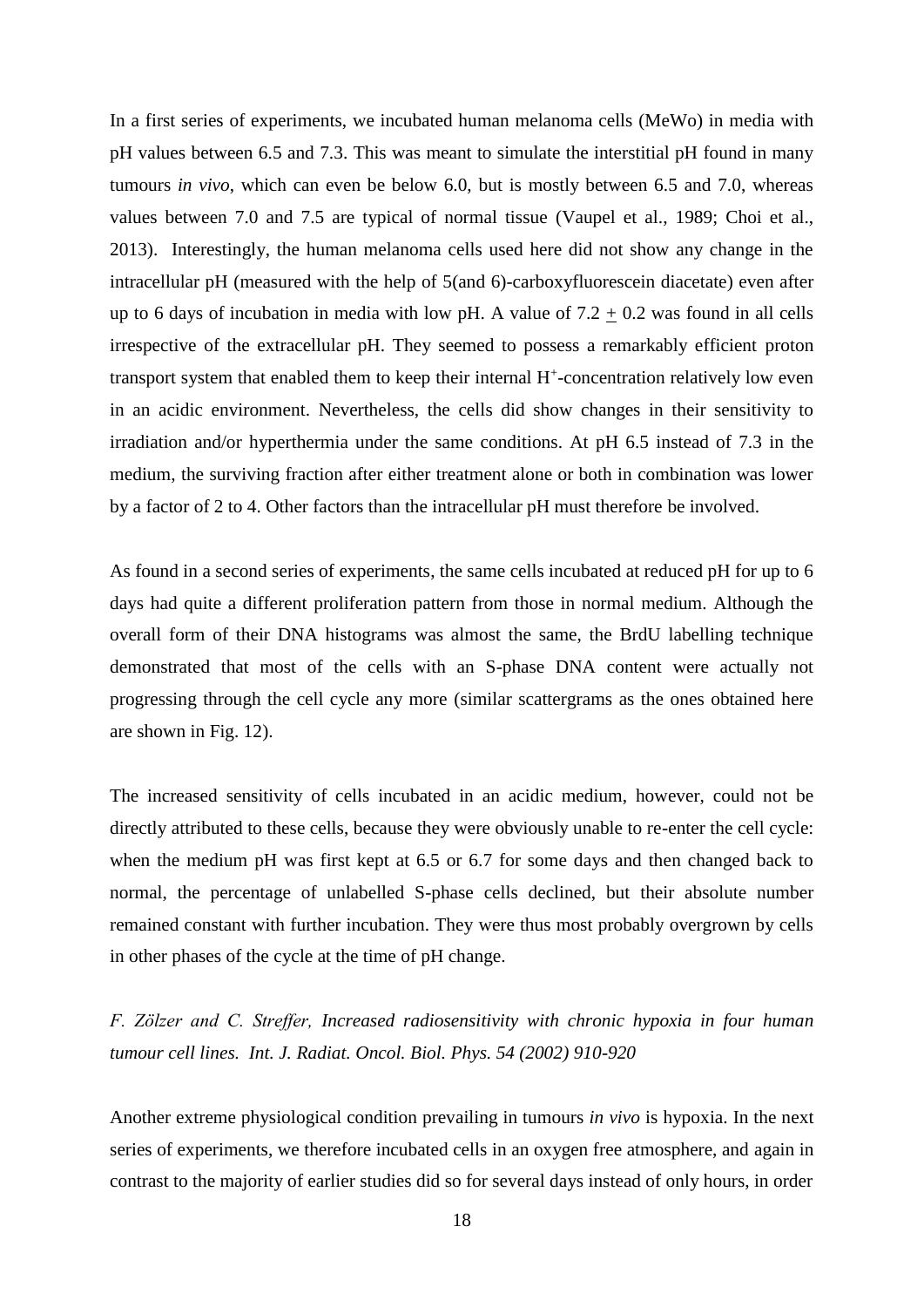In a first series of experiments, we incubated human melanoma cells (MeWo) in media with pH values between 6.5 and 7.3. This was meant to simulate the interstitial pH found in many tumours *in vivo*, which can even be below 6.0, but is mostly between 6.5 and 7.0, whereas values between 7.0 and 7.5 are typical of normal tissue (Vaupel et al., 1989; Choi et al., 2013). Interestingly, the human melanoma cells used here did not show any change in the intracellular pH (measured with the help of 5(and 6)-carboxyfluorescein diacetate) even after up to 6 days of incubation in media with low pH. A value of $7.2 \pm 0.2$ was found in all cells irrespective of the extracellular pH. They seemed to possess a remarkably efficient proton transport system that enabled them to keep their internal $H^+$-concentration relatively low even in an acidic environment. Nevertheless, the cells did show changes in their sensitivity to irradiation and/or hyperthermia under the same conditions. At pH 6.5 instead of 7.3 in the medium, the surviving fraction after either treatment alone or both in combination was lower by a factor of 2 to 4. Other factors than the intracellular pH must therefore be involved.

As found in a second series of experiments, the same cells incubated at reduced pH for up to 6 days had quite a different proliferation pattern from those in normal medium. Although the overall form of their DNA histograms was almost the same, the BrdU labelling technique demonstrated that most of the cells with an S-phase DNA content were actually not progressing through the cell cycle any more (similar scattergrams as the ones obtained here are shown in Fig. 12).

The increased sensitivity of cells incubated in an acidic medium, however, could not be directly attributed to these cells, because they were obviously unable to re-enter the cell cycle: when the medium pH was first kept at 6.5 or 6.7 for some days and then changed back to normal, the percentage of unlabelled S-phase cells declined, but their absolute number remained constant with further incubation. They were thus most probably overgrown by cells in other phases of the cycle at the time of pH change.

*F. Zölzer and C. Streffer, Increased radiosensitivity with chronic hypoxia in four human tumour cell lines. Int. J. Radiat. Oncol. Biol. Phys. 54 (2002) 910-920*

Another extreme physiological condition prevailing in tumours *in vivo* is hypoxia. In the next series of experiments, we therefore incubated cells in an oxygen free atmosphere, and again in contrast to the majority of earlier studies did so for several days instead of only hours, in order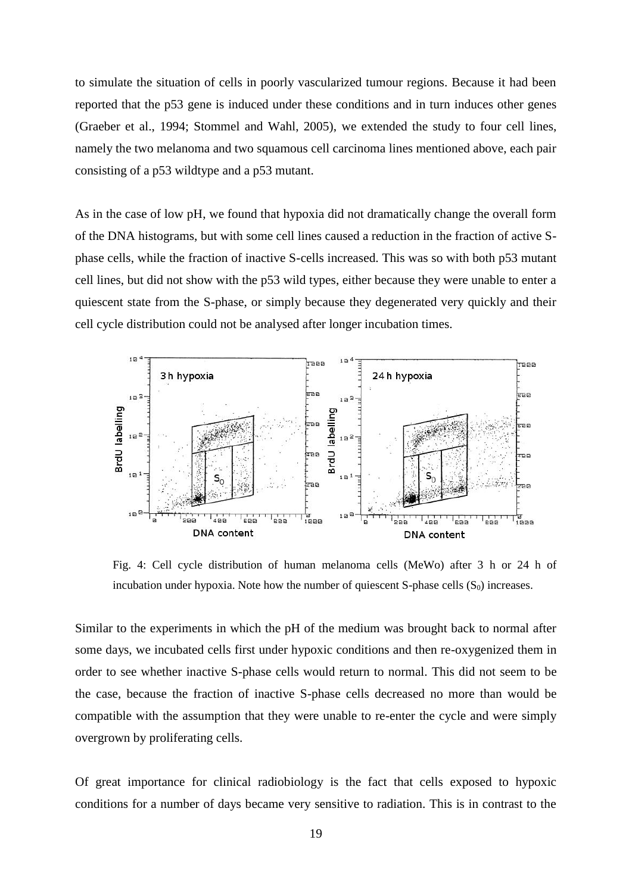to simulate the situation of cells in poorly vascularized tumour regions. Because it had been reported that the p53 gene is induced under these conditions and in turn induces other genes (Graeber et al., 1994; Stommel and Wahl, 2005), we extended the study to four cell lines, namely the two melanoma and two squamous cell carcinoma lines mentioned above, each pair consisting of a p53 wildtype and a p53 mutant.

As in the case of low pH, we found that hypoxia did not dramatically change the overall form of the DNA histograms, but with some cell lines caused a reduction in the fraction of active S-phase cells, while the fraction of inactive S-cells increased. This was so with both p53 mutant cell lines, but did not show with the p53 wild types, either because they were unable to enter a quiescent state from the S-phase, or simply because they degenerated very quickly and their cell cycle distribution could not be analysed after longer incubation times.

Fig. 4: Cell cycle distribution of human melanoma cells (MeWo) after 3 h or 24 h of incubation under hypoxia. Note how the number of quiescent S-phase cells ($S_0$) increases.

Similar to the experiments in which the pH of the medium was brought back to normal after some days, we incubated cells first under hypoxic conditions and then re-oxygenized them in order to see whether inactive S-phase cells would return to normal. This did not seem to be the case, because the fraction of inactive S-phase cells decreased no more than would be compatible with the assumption that they were unable to re-enter the cycle and were simply overgrown by proliferating cells.

Of great importance for clinical radiobiology is the fact that cells exposed to hypoxic conditions for a number of days became very sensitive to radiation. This is in contrast to the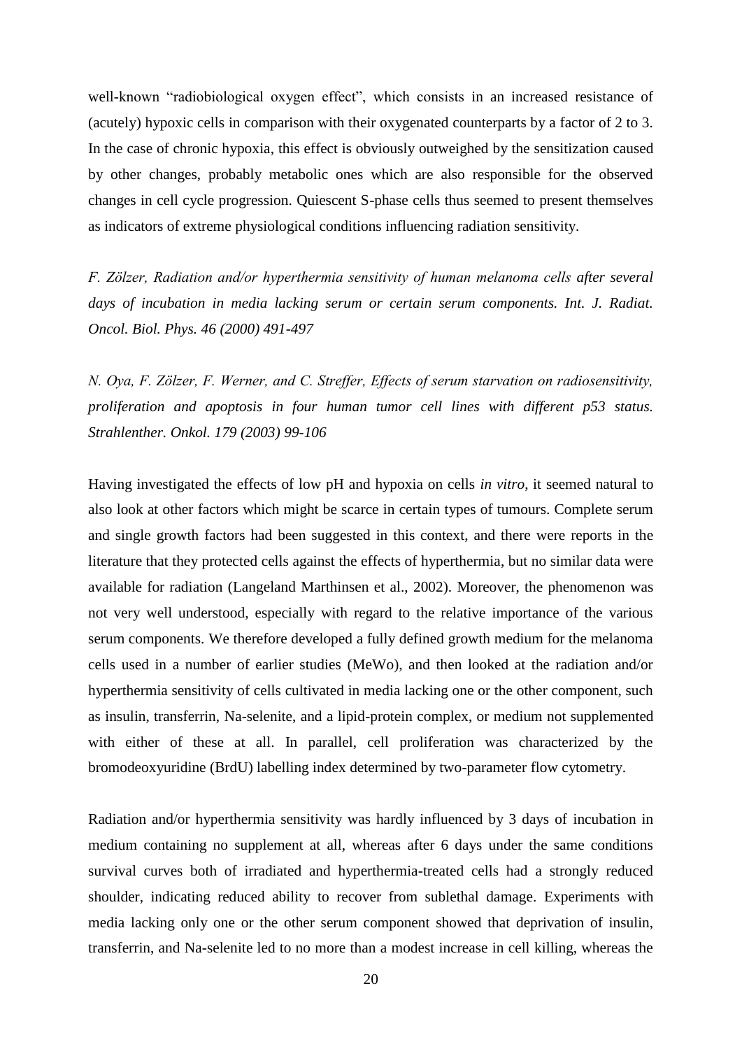well-known "radiobiological oxygen effect", which consists in an increased resistance of (acutely) hypoxic cells in comparison with their oxygenated counterparts by a factor of 2 to 3. In the case of chronic hypoxia, this effect is obviously outweighed by the sensitization caused by other changes, probably metabolic ones which are also responsible for the observed changes in cell cycle progression. Quiescent S-phase cells thus seemed to present themselves as indicators of extreme physiological conditions influencing radiation sensitivity.

*F. Zölzer, Radiation and/or hyperthermia sensitivity of human melanoma cells after several days of incubation in media lacking serum or certain serum components. Int. J. Radiat. Oncol. Biol. Phys. 46 (2000) 491-497*

*N. Oya, F. Zölzer, F. Werner, and C. Streffer, Effects of serum starvation on radiosensitivity, proliferation and apoptosis in four human tumor cell lines with different p53 status. Strahlenther. Onkol. 179 (2003) 99-106*

Having investigated the effects of low pH and hypoxia on cells *in vitro*, it seemed natural to also look at other factors which might be scarce in certain types of tumours. Complete serum and single growth factors had been suggested in this context, and there were reports in the literature that they protected cells against the effects of hyperthermia, but no similar data were available for radiation (Langeland Marthinsen et al., 2002). Moreover, the phenomenon was not very well understood, especially with regard to the relative importance of the various serum components. We therefore developed a fully defined growth medium for the melanoma cells used in a number of earlier studies (MeWo), and then looked at the radiation and/or hyperthermia sensitivity of cells cultivated in media lacking one or the other component, such as insulin, transferrin, Na-selenite, and a lipid-protein complex, or medium not supplemented with either of these at all. In parallel, cell proliferation was characterized by the bromodeoxyuridine (BrdU) labelling index determined by two-parameter flow cytometry.

Radiation and/or hyperthermia sensitivity was hardly influenced by 3 days of incubation in medium containing no supplement at all, whereas after 6 days under the same conditions survival curves both of irradiated and hyperthermia-treated cells had a strongly reduced shoulder, indicating reduced ability to recover from sublethal damage. Experiments with media lacking only one or the other serum component showed that deprivation of insulin, transferrin, and Na-selenite led to no more than a modest increase in cell killing, whereas the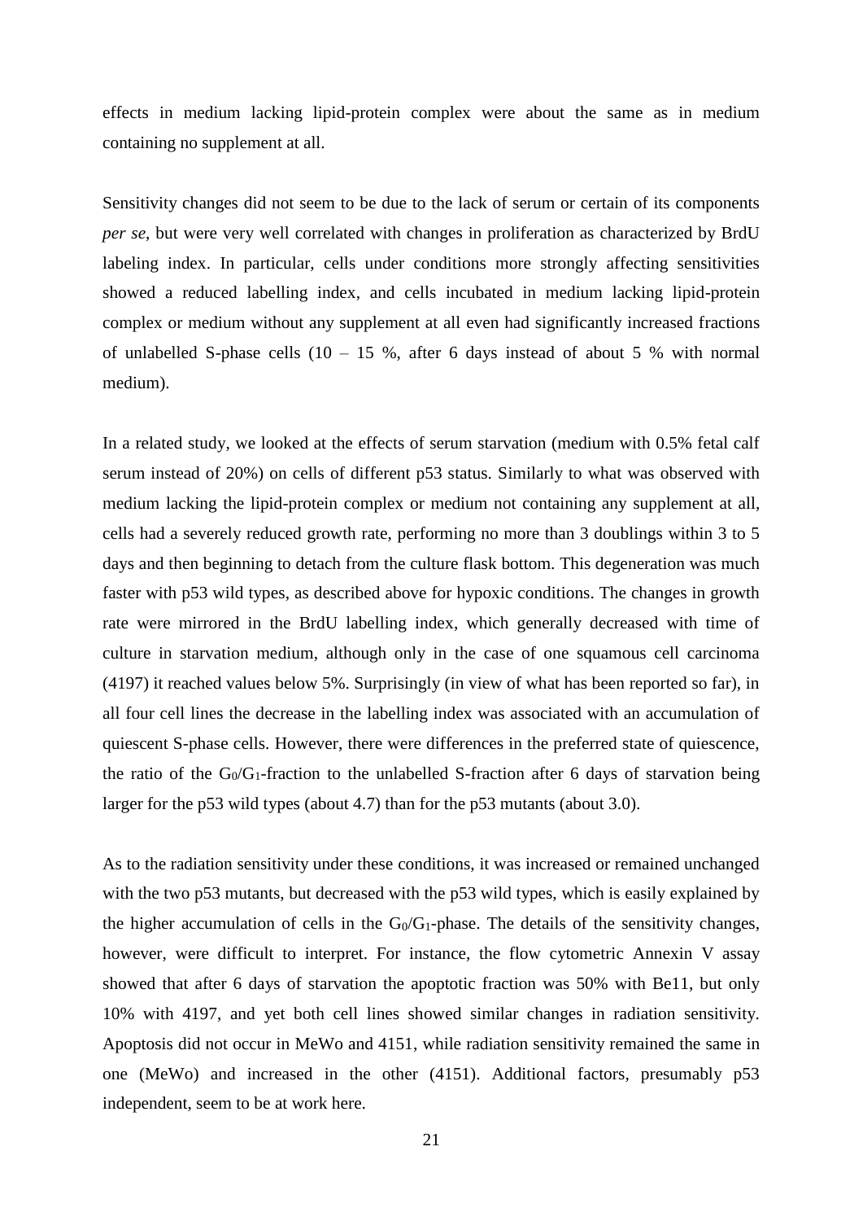effects in medium lacking lipid-protein complex were about the same as in medium containing no supplement at all.

Sensitivity changes did not seem to be due to the lack of serum or certain of its components *per se*, but were very well correlated with changes in proliferation as characterized by BrdU labeling index. In particular, cells under conditions more strongly affecting sensitivities showed a reduced labelling index, and cells incubated in medium lacking lipid-protein complex or medium without any supplement at all even had significantly increased fractions of unlabelled S-phase cells (10 – 15 %, after 6 days instead of about 5 % with normal medium).

In a related study, we looked at the effects of serum starvation (medium with 0.5% fetal calf serum instead of 20%) on cells of different p53 status. Similarly to what was observed with medium lacking the lipid-protein complex or medium not containing any supplement at all, cells had a severely reduced growth rate, performing no more than 3 doublings within 3 to 5 days and then beginning to detach from the culture flask bottom. This degeneration was much faster with p53 wild types, as described above for hypoxic conditions. The changes in growth rate were mirrored in the BrdU labelling index, which generally decreased with time of culture in starvation medium, although only in the case of one squamous cell carcinoma (4197) it reached values below 5%. Surprisingly (in view of what has been reported so far), in all four cell lines the decrease in the labelling index was associated with an accumulation of quiescent S-phase cells. However, there were differences in the preferred state of quiescence, the ratio of the $G_0/G_1$-fraction to the unlabelled S-fraction after 6 days of starvation being larger for the p53 wild types (about 4.7) than for the p53 mutants (about 3.0).

As to the radiation sensitivity under these conditions, it was increased or remained unchanged with the two p53 mutants, but decreased with the p53 wild types, which is easily explained by the higher accumulation of cells in the $G_0/G_1$-phase. The details of the sensitivity changes, however, were difficult to interpret. For instance, the flow cytometric Annexin V assay showed that after 6 days of starvation the apoptotic fraction was 50% with Be11, but only 10% with 4197, and yet both cell lines showed similar changes in radiation sensitivity. Apoptosis did not occur in MeWo and 4151, while radiation sensitivity remained the same in one (MeWo) and increased in the other (4151). Additional factors, presumably p53 independent, seem to be at work here.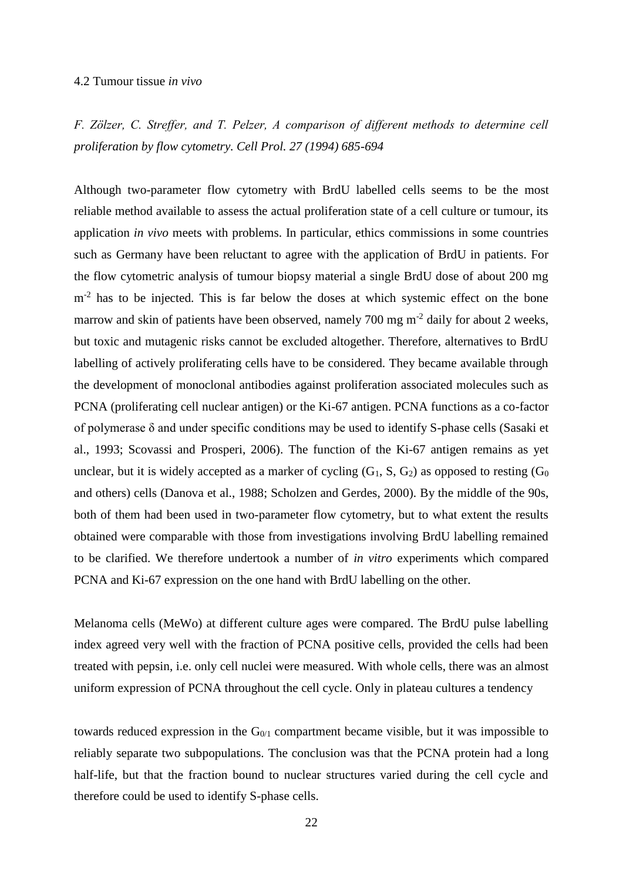### 4.2 Tumour tissue *in vivo*

*F. Zölzer, C. Streffer, and T. Pelzer, A comparison of different methods to determine cell proliferation by flow cytometry. Cell Prol. 27 (1994) 685-694*

Although two-parameter flow cytometry with BrdU labelled cells seems to be the most reliable method available to assess the actual proliferation state of a cell culture or tumour, its application *in vivo* meets with problems. In particular, ethics commissions in some countries such as Germany have been reluctant to agree with the application of BrdU in patients. For the flow cytometric analysis of tumour biopsy material a single BrdU dose of about 200 mg $m^{-2}$ has to be injected. This is far below the doses at which systemic effect on the bone marrow and skin of patients have been observed, namely 700 mg $m^{-2}$ daily for about 2 weeks, but toxic and mutagenic risks cannot be excluded altogether. Therefore, alternatives to BrdU labelling of actively proliferating cells have to be considered. They became available through the development of monoclonal antibodies against proliferation associated molecules such as PCNA (proliferating cell nuclear antigen) or the Ki-67 antigen. PCNA functions as a co-factor of polymerase $\delta$ and under specific conditions may be used to identify S-phase cells (Sasaki et al., 1993; Scovassi and Prosperi, 2006). The function of the Ki-67 antigen remains as yet unclear, but it is widely accepted as a marker of cycling ($G_1$, S, $G_2$) as opposed to resting ($G_0$ and others) cells (Danova et al., 1988; Scholzen and Gerdes, 2000). By the middle of the 90s, both of them had been used in two-parameter flow cytometry, but to what extent the results obtained were comparable with those from investigations involving BrdU labelling remained to be clarified. We therefore undertook a number of *in vitro* experiments which compared PCNA and Ki-67 expression on the one hand with BrdU labelling on the other.

Melanoma cells (MeWo) at different culture ages were compared. The BrdU pulse labelling index agreed very well with the fraction of PCNA positive cells, provided the cells had been treated with pepsin, i.e. only cell nuclei were measured. With whole cells, there was an almost uniform expression of PCNA throughout the cell cycle. Only in plateau cultures a tendency towards reduced expression in the $G_{0/1}$ compartment became visible, but it was impossible to reliably separate two subpopulations. The conclusion was that the PCNA protein had a long half-life, but that the fraction bound to nuclear structures varied during the cell cycle and therefore could be used to identify S-phase cells.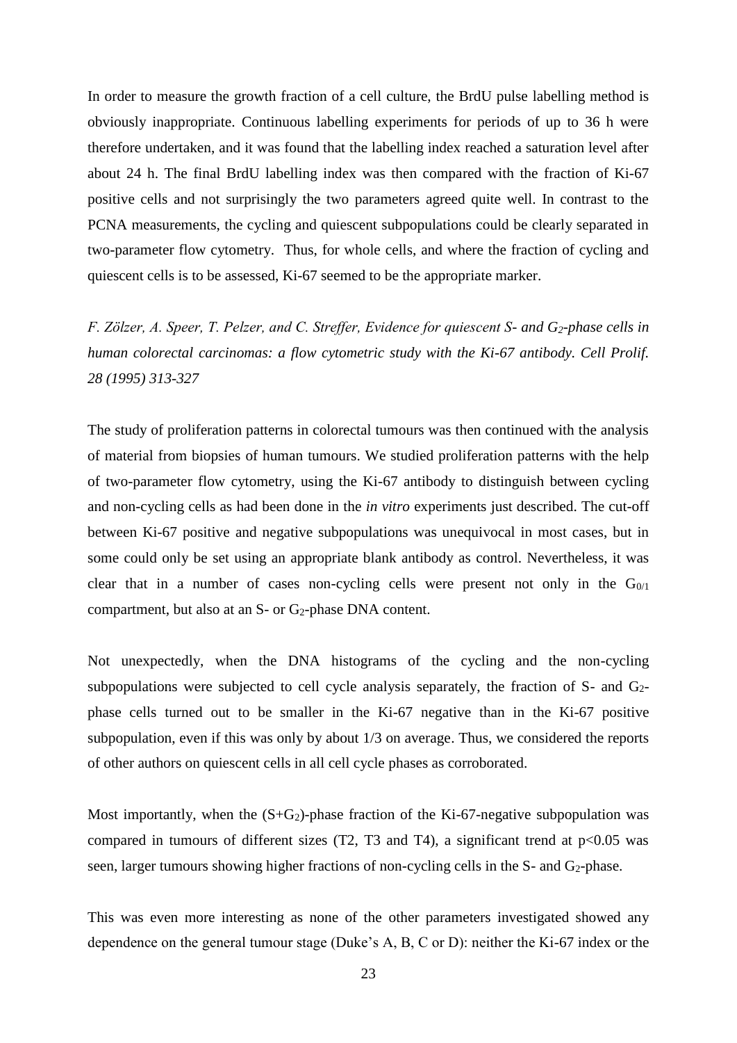In order to measure the growth fraction of a cell culture, the BrdU pulse labelling method is obviously inappropriate. Continuous labelling experiments for periods of up to 36 h were therefore undertaken, and it was found that the labelling index reached a saturation level after about 24 h. The final BrdU labelling index was then compared with the fraction of Ki-67 positive cells and not surprisingly the two parameters agreed quite well. In contrast to the PCNA measurements, the cycling and quiescent subpopulations could be clearly separated in two-parameter flow cytometry. Thus, for whole cells, and where the fraction of cycling and quiescent cells is to be assessed, Ki-67 seemed to be the appropriate marker.

*F. Zölzer, A. Speer, T. Pelzer, and C. Streffer, Evidence for quiescent S- and $G_2$-phase cells in human colorectal carcinomas: a flow cytometric study with the Ki-67 antibody. Cell Prolif. 28 (1995) 313-327*

The study of proliferation patterns in colorectal tumours was then continued with the analysis of material from biopsies of human tumours. We studied proliferation patterns with the help of two-parameter flow cytometry, using the Ki-67 antibody to distinguish between cycling and non-cycling cells as had been done in the *in vitro* experiments just described. The cut-off between Ki-67 positive and negative subpopulations was unequivocal in most cases, but in some could only be set using an appropriate blank antibody as control. Nevertheless, it was clear that in a number of cases non-cycling cells were present not only in the $G_{0/1}$ compartment, but also at an S- or $G_2$-phase DNA content.

Not unexpectedly, when the DNA histograms of the cycling and the non-cycling subpopulations were subjected to cell cycle analysis separately, the fraction of S- and $G_2$-phase cells turned out to be smaller in the Ki-67 negative than in the Ki-67 positive subpopulation, even if this was only by about 1/3 on average. Thus, we considered the reports of other authors on quiescent cells in all cell cycle phases as corroborated.

Most importantly, when the $(S+G_2)$-phase fraction of the Ki-67-negative subpopulation was compared in tumours of different sizes (T2, T3 and T4), a significant trend at $p<0.05$ was seen, larger tumours showing higher fractions of non-cycling cells in the S- and $G_2$-phase.

This was even more interesting as none of the other parameters investigated showed any dependence on the general tumour stage (Duke's A, B, C or D): neither the Ki-67 index or the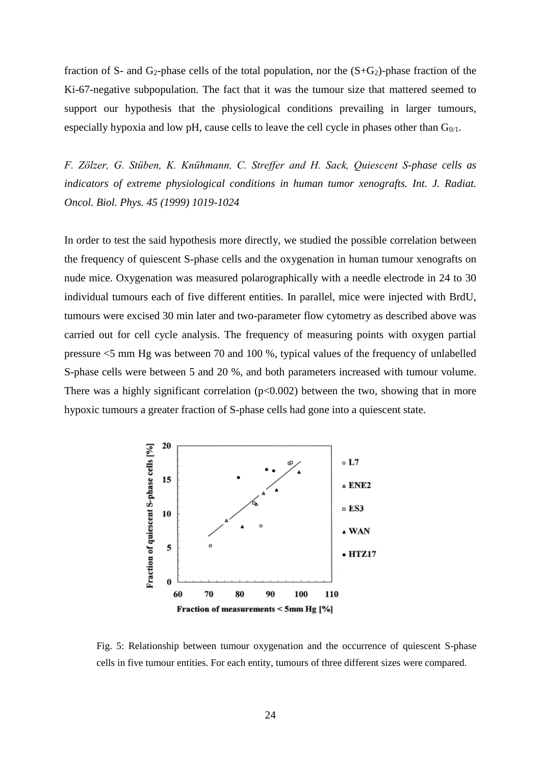fraction of S- and $G_2$-phase cells of the total population, nor the $(S+G_2)$-phase fraction of the Ki-67-negative subpopulation. The fact that it was the tumour size that mattered seemed to support our hypothesis that the physiological conditions prevailing in larger tumours, especially hypoxia and low pH, cause cells to leave the cell cycle in phases other than $G_{0/1}$.

*F. Zölzer, G. Stüben, K. Knühmann, C. Streffer and H. Sack, Quiescent S-phase cells as indicators of extreme physiological conditions in human tumor xenografts. Int. J. Radiat. Oncol. Biol. Phys. 45 (1999) 1019-1024*

In order to test the said hypothesis more directly, we studied the possible correlation between the frequency of quiescent S-phase cells and the oxygenation in human tumour xenografts on nude mice. Oxygenation was measured polarographically with a needle electrode in 24 to 30 individual tumours each of five different entities. In parallel, mice were injected with BrdU, tumours were excised 30 min later and two-parameter flow cytometry as described above was carried out for cell cycle analysis. The frequency of measuring points with oxygen partial pressure <5 mm Hg was between 70 and 100 %, typical values of the frequency of unlabelled S-phase cells were between 5 and 20 %, and both parameters increased with tumour volume. There was a highly significant correlation ($p<0.002$) between the two, showing that in more hypoxic tumours a greater fraction of S-phase cells had gone into a quiescent state.

Fig. 5: Relationship between tumour oxygenation and the occurrence of quiescent S-phase cells in five tumour entities. For each entity, tumours of three different sizes were compared.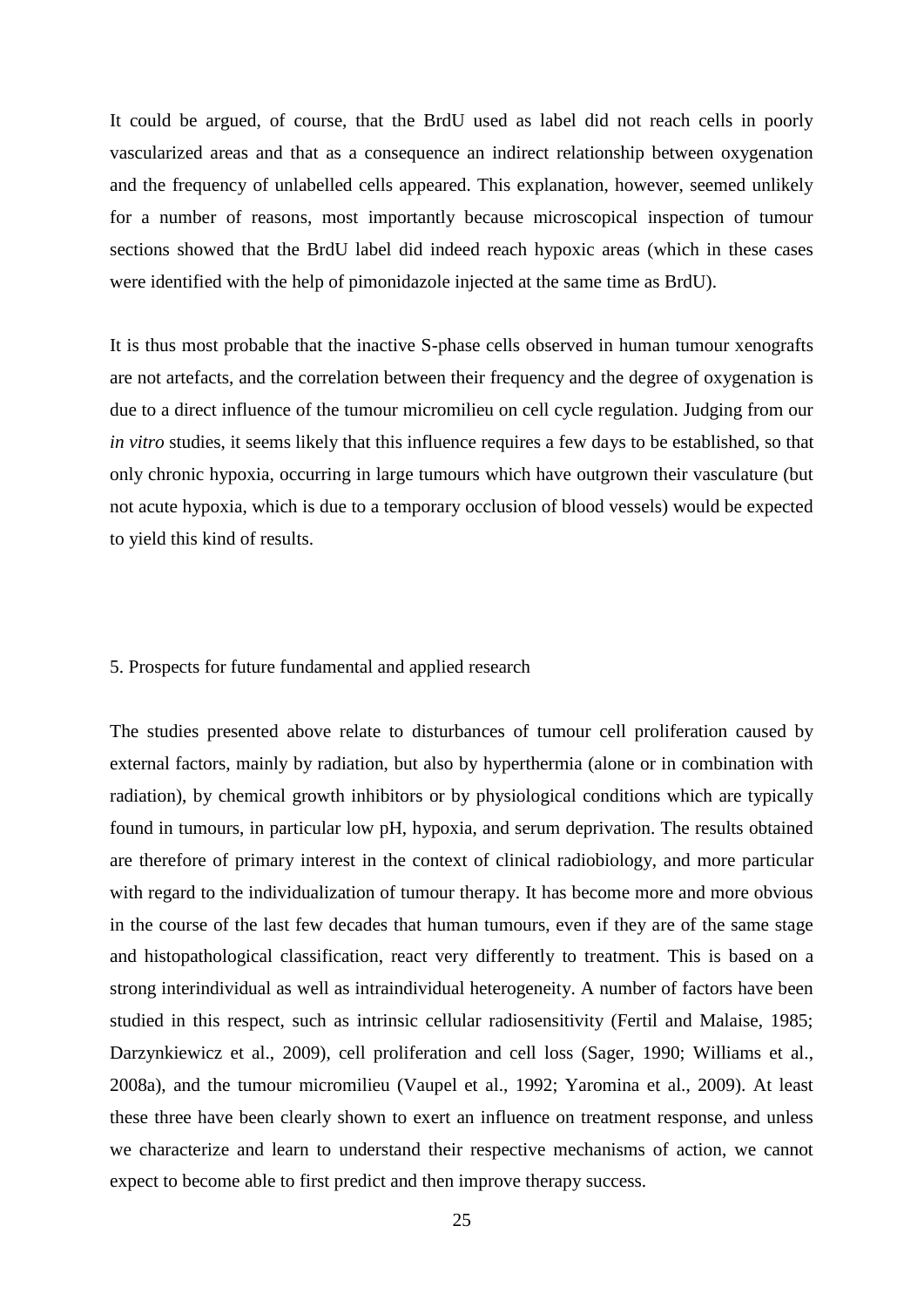It could be argued, of course, that the BrdU used as label did not reach cells in poorly vascularized areas and that as a consequence an indirect relationship between oxygenation and the frequency of unlabelled cells appeared. This explanation, however, seemed unlikely for a number of reasons, most importantly because microscopical inspection of tumour sections showed that the BrdU label did indeed reach hypoxic areas (which in these cases were identified with the help of pimonidazole injected at the same time as BrdU).

It is thus most probable that the inactive S-phase cells observed in human tumour xenografts are not artefacts, and the correlation between their frequency and the degree of oxygenation is due to a direct influence of the tumour micromilieu on cell cycle regulation. Judging from our *in vitro* studies, it seems likely that this influence requires a few days to be established, so that only chronic hypoxia, occurring in large tumours which have outgrown their vasculature (but not acute hypoxia, which is due to a temporary occlusion of blood vessels) would be expected to yield this kind of results.

## 5. Prospects for future fundamental and applied research

The studies presented above relate to disturbances of tumour cell proliferation caused by external factors, mainly by radiation, but also by hyperthermia (alone or in combination with radiation), by chemical growth inhibitors or by physiological conditions which are typically found in tumours, in particular low pH, hypoxia, and serum deprivation. The results obtained are therefore of primary interest in the context of clinical radiobiology, and more particular with regard to the individualization of tumour therapy. It has become more and more obvious in the course of the last few decades that human tumours, even if they are of the same stage and histopathological classification, react very differently to treatment. This is based on a strong interindividual as well as intraindividual heterogeneity. A number of factors have been studied in this respect, such as intrinsic cellular radiosensitivity (Fertil and Malaise, 1985; Darzynkiewicz et al., 2009), cell proliferation and cell loss (Sager, 1990; Williams et al., 2008a), and the tumour micromilieu (Vaupel et al., 1992; Yaromina et al., 2009). At least these three have been clearly shown to exert an influence on treatment response, and unless we characterize and learn to understand their respective mechanisms of action, we cannot expect to become able to first predict and then improve therapy success.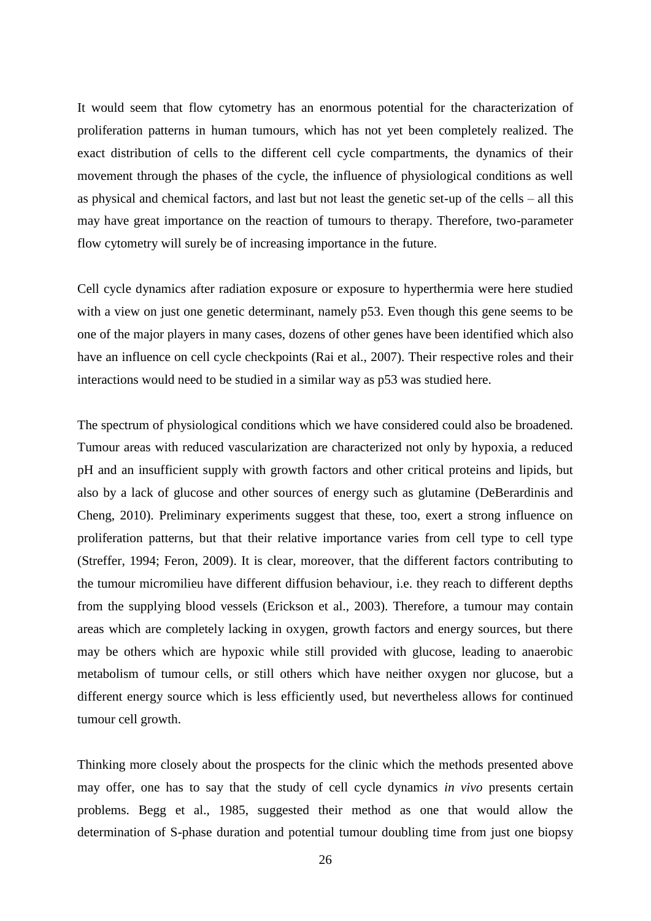It would seem that flow cytometry has an enormous potential for the characterization of proliferation patterns in human tumours, which has not yet been completely realized. The exact distribution of cells to the different cell cycle compartments, the dynamics of their movement through the phases of the cycle, the influence of physiological conditions as well as physical and chemical factors, and last but not least the genetic set-up of the cells – all this may have great importance on the reaction of tumours to therapy. Therefore, two-parameter flow cytometry will surely be of increasing importance in the future.

Cell cycle dynamics after radiation exposure or exposure to hyperthermia were here studied with a view on just one genetic determinant, namely p53. Even though this gene seems to be one of the major players in many cases, dozens of other genes have been identified which also have an influence on cell cycle checkpoints (Rai et al., 2007). Their respective roles and their interactions would need to be studied in a similar way as p53 was studied here.

The spectrum of physiological conditions which we have considered could also be broadened. Tumour areas with reduced vascularization are characterized not only by hypoxia, a reduced pH and an insufficient supply with growth factors and other critical proteins and lipids, but also by a lack of glucose and other sources of energy such as glutamine (DeBerardinis and Cheng, 2010). Preliminary experiments suggest that these, too, exert a strong influence on proliferation patterns, but that their relative importance varies from cell type to cell type (Streffer, 1994; Feron, 2009). It is clear, moreover, that the different factors contributing to the tumour micromilieu have different diffusion behaviour, i.e. they reach to different depths from the supplying blood vessels (Erickson et al., 2003). Therefore, a tumour may contain areas which are completely lacking in oxygen, growth factors and energy sources, but there may be others which are hypoxic while still provided with glucose, leading to anaerobic metabolism of tumour cells, or still others which have neither oxygen nor glucose, but a different energy source which is less efficiently used, but nevertheless allows for continued tumour cell growth.

Thinking more closely about the prospects for the clinic which the methods presented above may offer, one has to say that the study of cell cycle dynamics *in vivo* presents certain problems. Begg et al., 1985, suggested their method as one that would allow the determination of S-phase duration and potential tumour doubling time from just one biopsy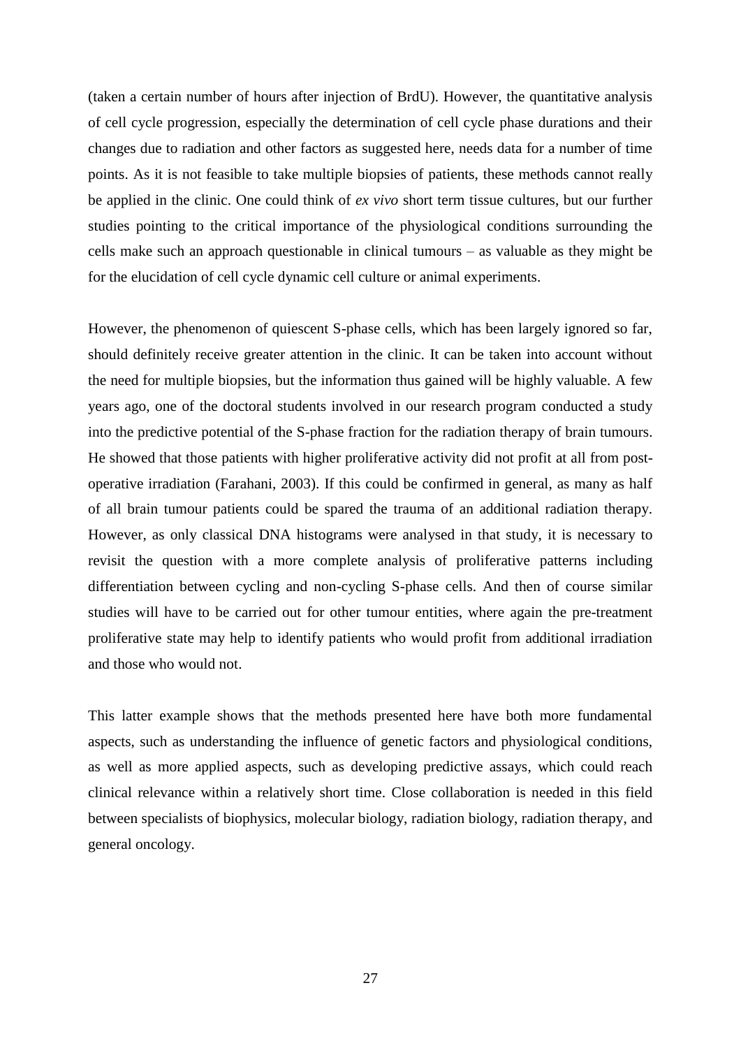(taken a certain number of hours after injection of BrdU). However, the quantitative analysis of cell cycle progression, especially the determination of cell cycle phase durations and their changes due to radiation and other factors as suggested here, needs data for a number of time points. As it is not feasible to take multiple biopsies of patients, these methods cannot really be applied in the clinic. One could think of *ex vivo* short term tissue cultures, but our further studies pointing to the critical importance of the physiological conditions surrounding the cells make such an approach questionable in clinical tumours – as valuable as they might be for the elucidation of cell cycle dynamic cell culture or animal experiments.

However, the phenomenon of quiescent S-phase cells, which has been largely ignored so far, should definitely receive greater attention in the clinic. It can be taken into account without the need for multiple biopsies, but the information thus gained will be highly valuable. A few years ago, one of the doctoral students involved in our research program conducted a study into the predictive potential of the S-phase fraction for the radiation therapy of brain tumours. He showed that those patients with higher proliferative activity did not profit at all from post-operative irradiation (Farahani, 2003). If this could be confirmed in general, as many as half of all brain tumour patients could be spared the trauma of an additional radiation therapy. However, as only classical DNA histograms were analysed in that study, it is necessary to revisit the question with a more complete analysis of proliferative patterns including differentiation between cycling and non-cycling S-phase cells. And then of course similar studies will have to be carried out for other tumour entities, where again the pre-treatment proliferative state may help to identify patients who would profit from additional irradiation and those who would not.

This latter example shows that the methods presented here have both more fundamental aspects, such as understanding the influence of genetic factors and physiological conditions, as well as more applied aspects, such as developing predictive assays, which could reach clinical relevance within a relatively short time. Close collaboration is needed in this field between specialists of biophysics, molecular biology, radiation biology, radiation therapy, and general oncology.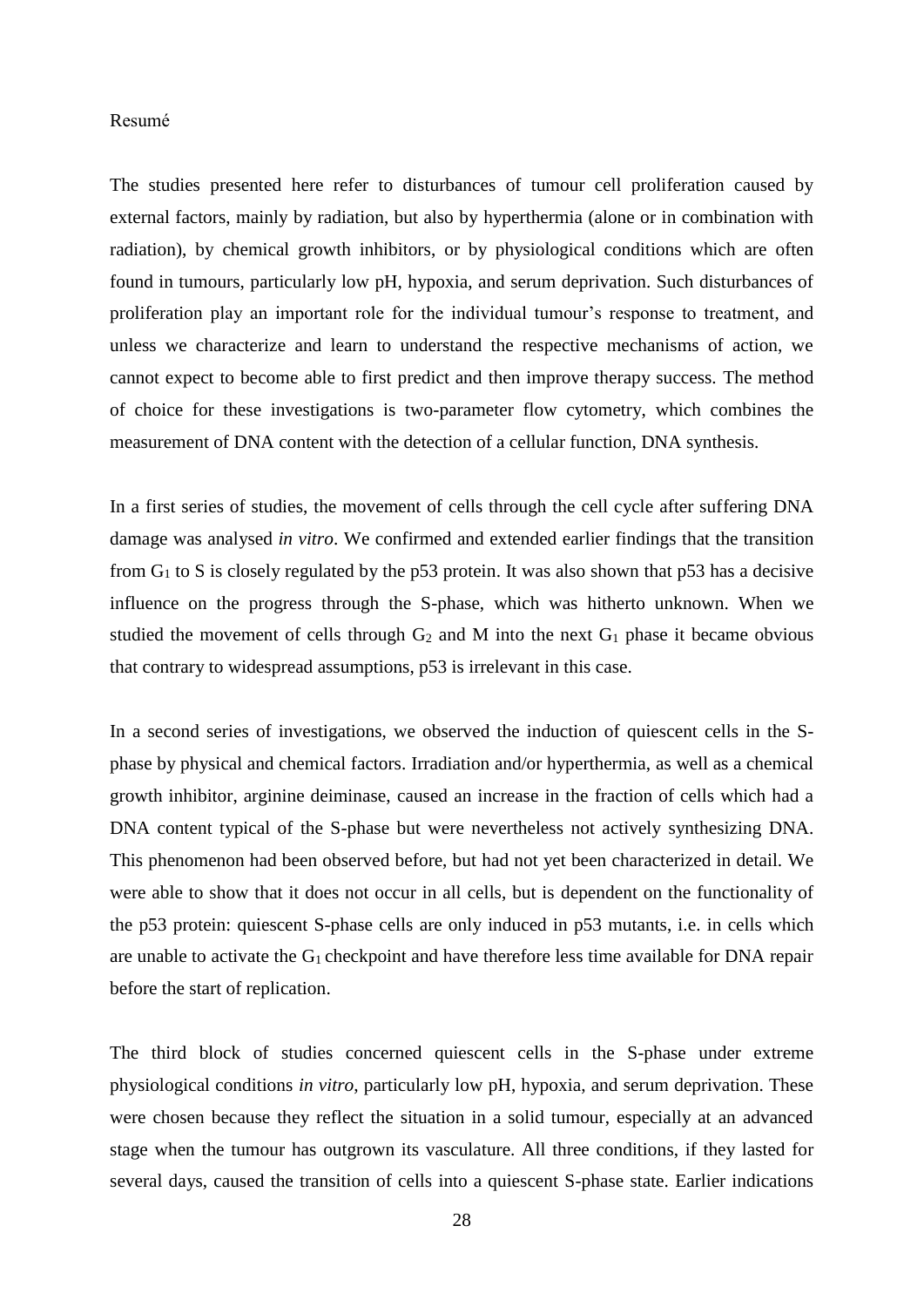Resumé

The studies presented here refer to disturbances of tumour cell proliferation caused by external factors, mainly by radiation, but also by hyperthermia (alone or in combination with radiation), by chemical growth inhibitors, or by physiological conditions which are often found in tumours, particularly low pH, hypoxia, and serum deprivation. Such disturbances of proliferation play an important role for the individual tumour's response to treatment, and unless we characterize and learn to understand the respective mechanisms of action, we cannot expect to become able to first predict and then improve therapy success. The method of choice for these investigations is two-parameter flow cytometry, which combines the measurement of DNA content with the detection of a cellular function, DNA synthesis.

In a first series of studies, the movement of cells through the cell cycle after suffering DNA damage was analysed *in vitro*. We confirmed and extended earlier findings that the transition from $G_1$ to S is closely regulated by the p53 protein. It was also shown that p53 has a decisive influence on the progress through the S-phase, which was hitherto unknown. When we studied the movement of cells through $G_2$ and M into the next $G_1$ phase it became obvious that contrary to widespread assumptions, p53 is irrelevant in this case.

In a second series of investigations, we observed the induction of quiescent cells in the S-phase by physical and chemical factors. Irradiation and/or hyperthermia, as well as a chemical growth inhibitor, arginine deiminase, caused an increase in the fraction of cells which had a DNA content typical of the S-phase but were nevertheless not actively synthesizing DNA. This phenomenon had been observed before, but had not yet been characterized in detail. We were able to show that it does not occur in all cells, but is dependent on the functionality of the p53 protein: quiescent S-phase cells are only induced in p53 mutants, i.e. in cells which are unable to activate the $G_1$ checkpoint and have therefore less time available for DNA repair before the start of replication.

The third block of studies concerned quiescent cells in the S-phase under extreme physiological conditions *in vitro*, particularly low pH, hypoxia, and serum deprivation. These were chosen because they reflect the situation in a solid tumour, especially at an advanced stage when the tumour has outgrown its vasculature. All three conditions, if they lasted for several days, caused the transition of cells into a quiescent S-phase state. Earlier indications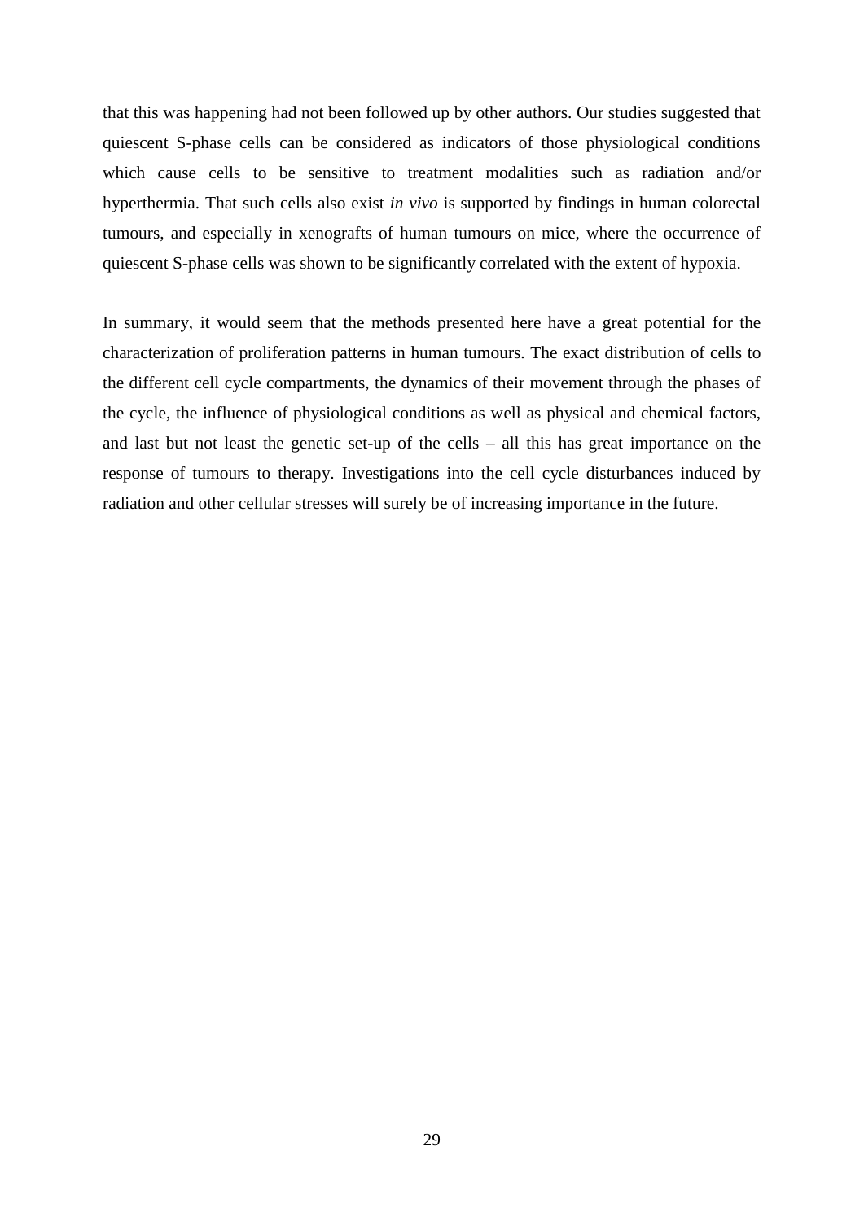that this was happening had not been followed up by other authors. Our studies suggested that quiescent S-phase cells can be considered as indicators of those physiological conditions which cause cells to be sensitive to treatment modalities such as radiation and/or hyperthermia. That such cells also exist *in vivo* is supported by findings in human colorectal tumours, and especially in xenografts of human tumours on mice, where the occurrence of quiescent S-phase cells was shown to be significantly correlated with the extent of hypoxia.

In summary, it would seem that the methods presented here have a great potential for the characterization of proliferation patterns in human tumours. The exact distribution of cells to the different cell cycle compartments, the dynamics of their movement through the phases of the cycle, the influence of physiological conditions as well as physical and chemical factors, and last but not least the genetic set-up of the cells – all this has great importance on the response of tumours to therapy. Investigations into the cell cycle disturbances induced by radiation and other cellular stresses will surely be of increasing importance in the future.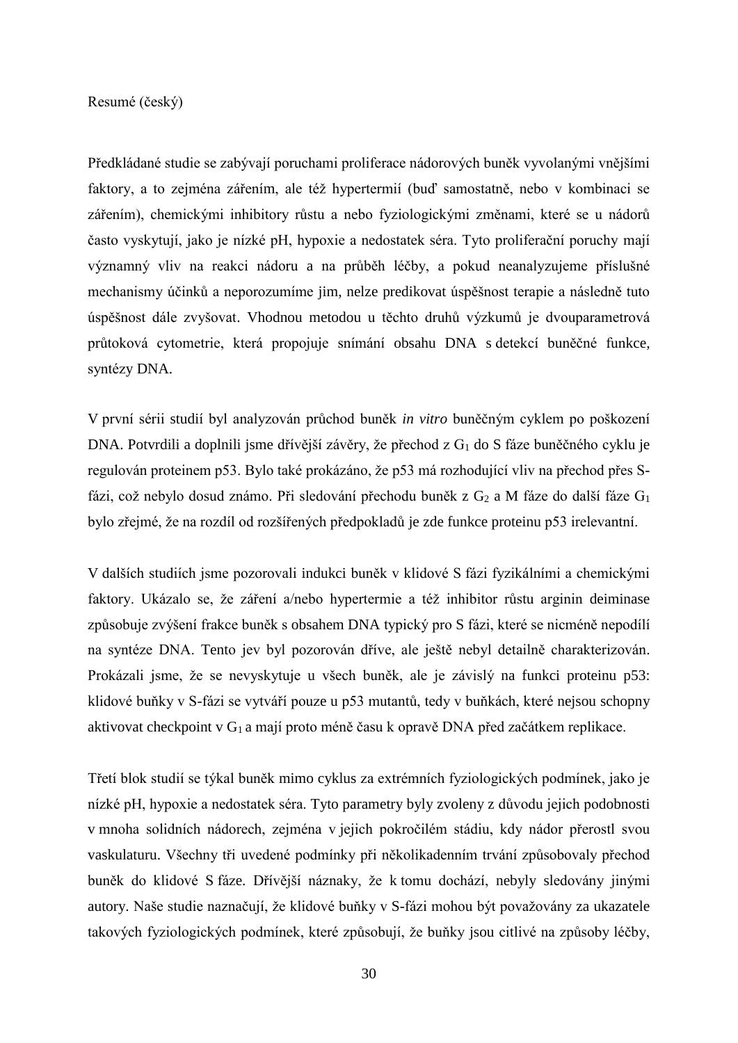Resumé (český)

Předkládané studie se zabývají poruchami proliferace nádorových buněk vyvolanými vnějšími faktory, a to zejména zářením, ale též hypertermií (buď samostatně, nebo v kombinaci se zářením), chemickými inhibitory růstu a nebo fyziologickými změnami, které se u nádorů často vyskytují, jako je nízké pH, hypoxie a nedostatek séra. Tyto proliferační poruchy mají významný vliv na reakci nádoru a na průběh léčby, a pokud neanalyzujeme příslušné mechanismy účinků a neporozumíme jim, nelze predikovat úspěšnost terapie a následně tuto úspěšnost dále zvyšovat. Vhodnou metodou u těchto druhů výzkumů je dvouparametrová průtoková cytometrie, která propojuje snímání obsahu DNA s detekcí buněčné funkce, syntézy DNA.

V první sérii studií byl analyzován průchod buněk *in vitro* buněčným cyklem po poškození DNA. Potvrdili a doplnili jsme dřívější závěry, že přechod z $G_1$ do S fáze buněčného cyklu je regulován proteinem p53. Bylo také prokázáno, že p53 má rozhodující vliv na přechod přes S-fázi, což nebylo dosud známo. Při sledování přechodu buněk z $G_2$ a M fáze do další fáze $G_1$ bylo zřejmé, že na rozdíl od rozšířených předpokladů je zde funkce proteinu p53 irelevantní.

V dalších studiích jsme pozorovali indukci buněk v klidové S fázi fyzikálními a chemickými faktory. Ukázalo se, že záření a/nebo hypertermie a též inhibitor růstu arginin deiminase způsobuje zvýšení frakce buněk s obsahem DNA typický pro S fázi, které se nicméně nepodílí na syntéze DNA. Tento jev byl pozorován dříve, ale ještě nebyl detailně charakterizován. Prokázali jsme, že se nevyskytuje u všech buněk, ale je závislý na funkci proteinu p53: klidové buňky v S-fázi se vytváří pouze u p53 mutantů, tedy v buňkách, které nejsou schopny aktivovat checkpoint v $G_1$ a mají proto méně času k opravě DNA před začátkem replikace.

Třetí blok studií se týkal buněk mimo cyklus za extrémních fyziologických podmínek, jako je nízké pH, hypoxie a nedostatek séra. Tyto parametry byly zvoleny z důvodu jejich podobnosti v mnoha solidních nádorech, zejména v jejich pokročilém stádiu, kdy nádor přerostl svou vaskulaturu. Všechny tři uvedené podmínky při několikadenním trvání způsobovaly přechod buněk do klidové S fáze. Dřívější náznaky, že k tomu dochází, nebyly sledovány jinými autory. Naše studie naznačují, že klidové buňky v S-fázi mohou být považovány za ukazatele takových fyziologických podmínek, které způsobují, že buňky jsou citlivé na způsoby léčby,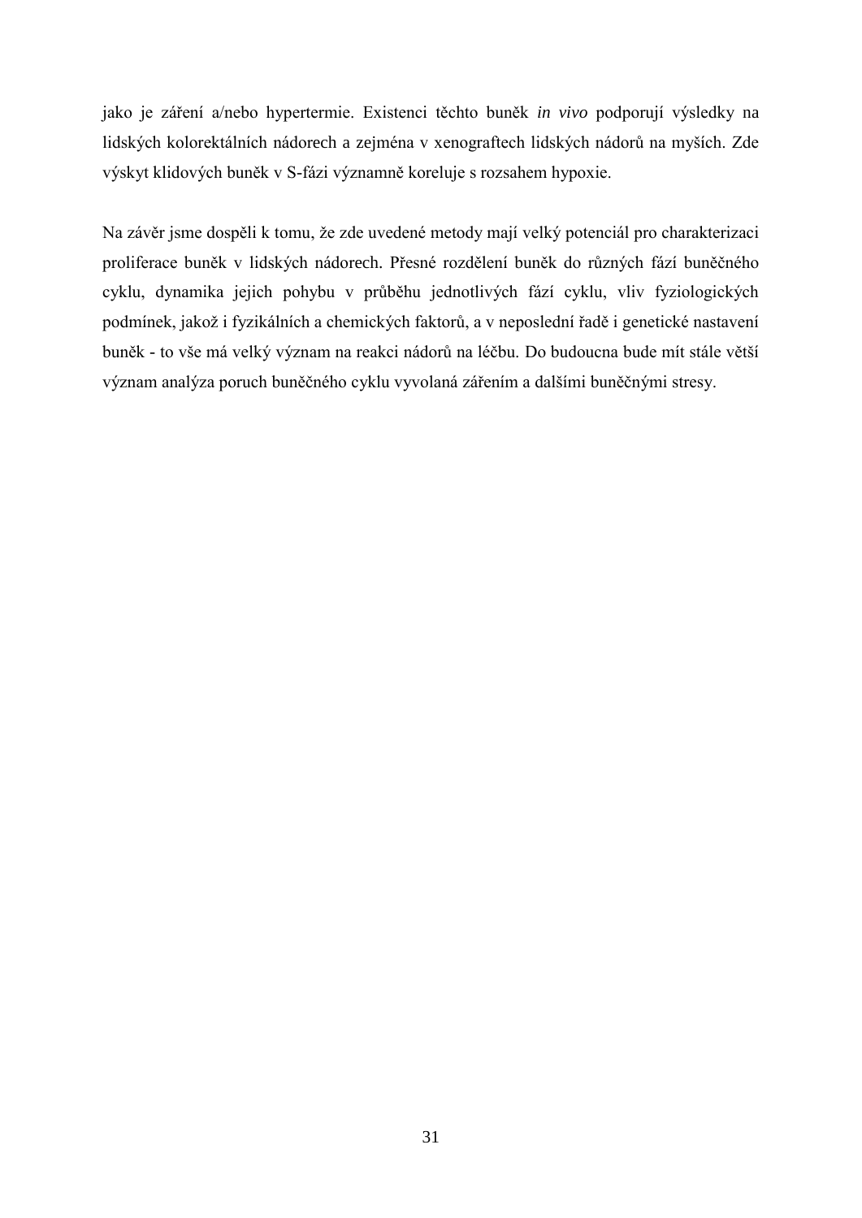jako je záření a/nebo hypertermie. Existenci těchto buněk *in vivo* podporují výsledky na lidských kolorektálních nádorech a zejména v xenograftech lidských nádorů na myších. Zde výskyt klidových buněk v S-fázi významně koreluje s rozsahem hypoxie.

Na závěr jsme dospěli k tomu, že zde uvedené metody mají velký potenciál pro charakterizaci proliferace buněk v lidských nádorech. Přesné rozdělení buněk do různých fází buněčného cyklu, dynamika jejich pohybu v průběhu jednotlivých fází cyklu, vliv fyziologických podmínek, jakož i fyzikálních a chemických faktorů, a v neposlední řadě i genetické nastavení buněk - to vše má velký význam na reakci nádorů na léčbu. Do budoucna bude mít stále větší význam analýza poruch buněčného cyklu vyvolaná zářením a dalšími buněčnými stresy.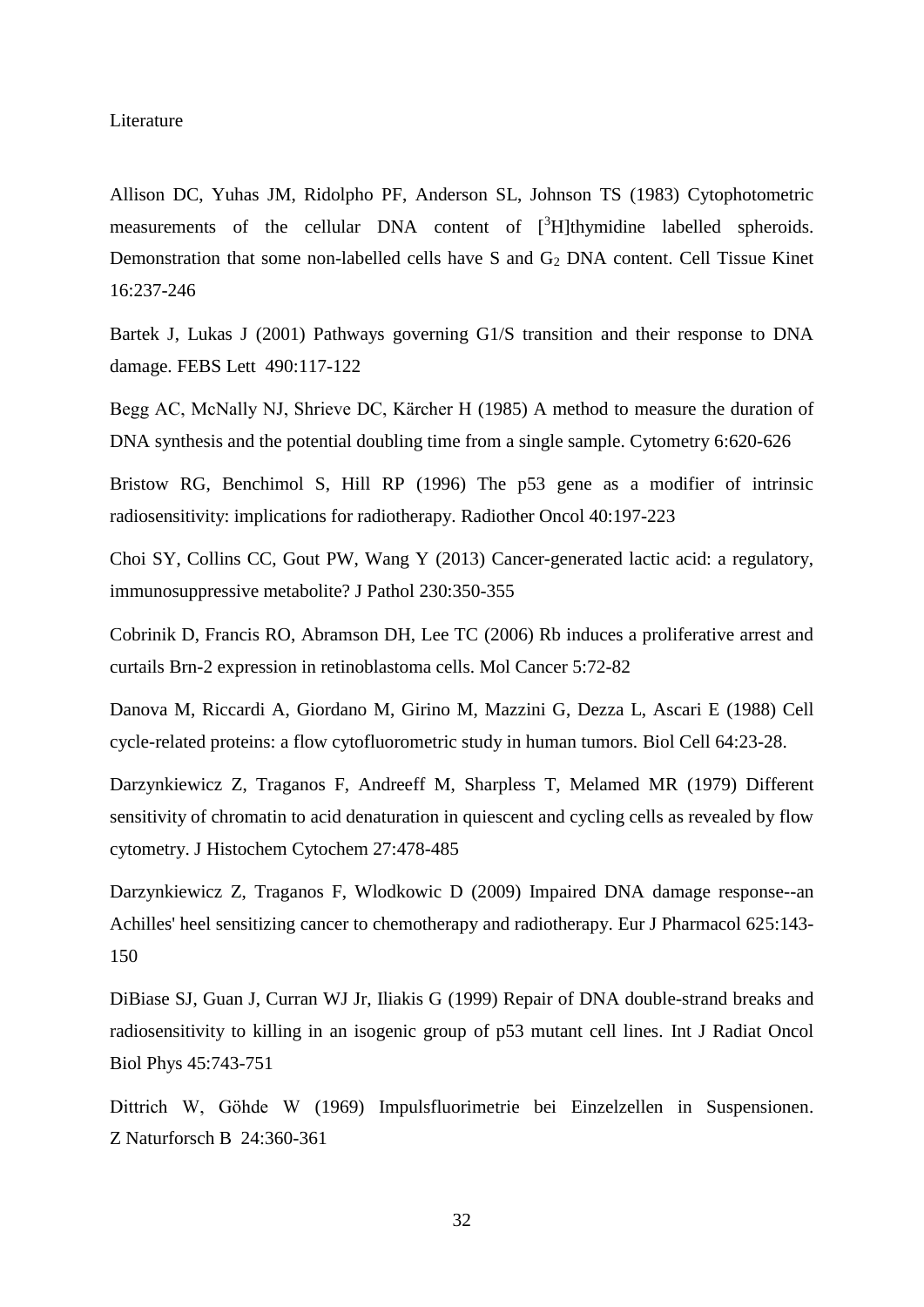Literature

Allison DC, Yuhas JM, Ridolpho PF, Anderson SL, Johnson TS (1983) Cytophotometric measurements of the cellular DNA content of [$^3$H]thymidine labelled spheroids. Demonstration that some non-labelled cells have S and $G_2$ DNA content. Cell Tissue Kinet 16:237-246

Bartek J, Lukas J (2001) Pathways governing G1/S transition and their response to DNA damage. FEBS Lett 490:117-122

Begg AC, McNally NJ, Shrieve DC, Kärcher H (1985) A method to measure the duration of DNA synthesis and the potential doubling time from a single sample. Cytometry 6:620-626

Bristow RG, Benchimol S, Hill RP (1996) The p53 gene as a modifier of intrinsic radiosensitivity: implications for radiotherapy. Radiother Oncol 40:197-223

Choi SY, Collins CC, Gout PW, Wang Y (2013) Cancer-generated lactic acid: a regulatory, immunosuppressive metabolite? J Pathol 230:350-355

Cobrinik D, Francis RO, Abramson DH, Lee TC (2006) Rb induces a proliferative arrest and curtails Brn-2 expression in retinoblastoma cells. Mol Cancer 5:72-82

Danova M, Riccardi A, Giordano M, Girino M, Mazzini G, Dezza L, Ascari E (1988) Cell cycle-related proteins: a flow cytofluorometric study in human tumors. Biol Cell 64:23-28.

Darzynkiewicz Z, Traganos F, Andreeff M, Sharpless T, Melamed MR (1979) Different sensitivity of chromatin to acid denaturation in quiescent and cycling cells as revealed by flow cytometry. J Histochem Cytochem 27:478-485

Darzynkiewicz Z, Traganos F, Wlodkowic D (2009) Impaired DNA damage response--an Achilles' heel sensitizing cancer to chemotherapy and radiotherapy. Eur J Pharmacol 625:143-150

DiBiase SJ, Guan J, Curran WJ Jr, Iliakis G (1999) Repair of DNA double-strand breaks and radiosensitivity to killing in an isogenic group of p53 mutant cell lines. Int J Radiat Oncol Biol Phys 45:743-751

Dittrich W, Göhde W (1969) Impulsfluorimetrie bei Einzelzellen in Suspensionen. Z Naturforsch B 24:360-361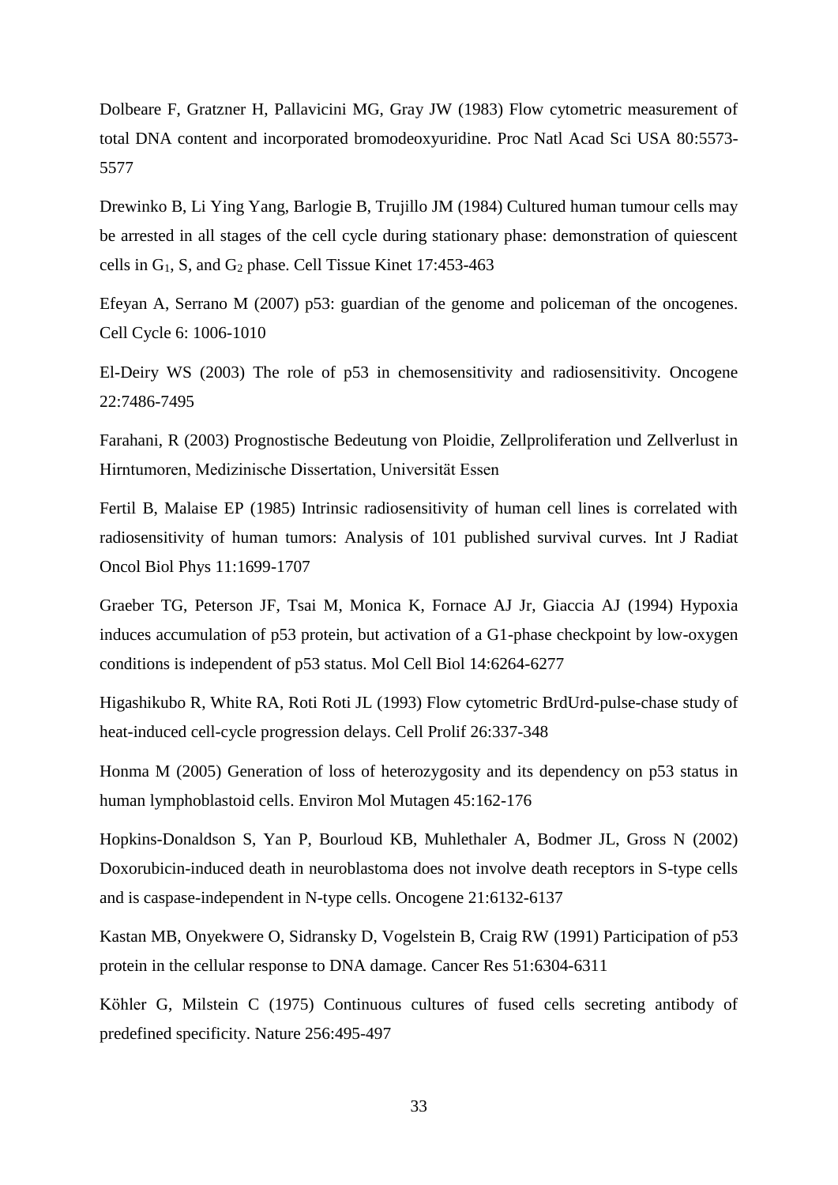Dolbeare F, Gratzner H, Pallavicini MG, Gray JW (1983) Flow cytometric measurement of total DNA content and incorporated bromodeoxyuridine. Proc Natl Acad Sci USA 80:5573-5577

Drewinko B, Li Ying Yang, Barlogie B, Trujillo JM (1984) Cultured human tumour cells may be arrested in all stages of the cell cycle during stationary phase: demonstration of quiescent cells in $G_1$, S, and $G_2$ phase. Cell Tissue Kinet 17:453-463

Efeyan A, Serrano M (2007) p53: guardian of the genome and policeman of the oncogenes. Cell Cycle 6: 1006-1010

El-Deiry WS (2003) The role of p53 in chemosensitivity and radiosensitivity. Oncogene 22:7486-7495

Farahani, R (2003) Prognostische Bedeutung von Ploidie, Zellproliferation und Zellverlust in Hirntumoren, Medizinische Dissertation, Universität Essen

Fertil B, Malaise EP (1985) Intrinsic radiosensitivity of human cell lines is correlated with radiosensitivity of human tumors: Analysis of 101 published survival curves. Int J Radiat Oncol Biol Phys 11:1699-1707

Graeber TG, Peterson JF, Tsai M, Monica K, Fornace AJ Jr, Giaccia AJ (1994) Hypoxia induces accumulation of p53 protein, but activation of a G1-phase checkpoint by low-oxygen conditions is independent of p53 status. Mol Cell Biol 14:6264-6277

Higashikubo R, White RA, Roti Roti JL (1993) Flow cytometric BrdUrd-pulse-chase study of heat-induced cell-cycle progression delays. Cell Prolif 26:337-348

Honma M (2005) Generation of loss of heterozygosity and its dependency on p53 status in human lymphoblastoid cells. Environ Mol Mutagen 45:162-176

Hopkins-Donaldson S, Yan P, Bourloud KB, Muhlethaler A, Bodmer JL, Gross N (2002) Doxorubicin-induced death in neuroblastoma does not involve death receptors in S-type cells and is caspase-independent in N-type cells. Oncogene 21:6132-6137

Kastan MB, Onyekwere O, Sidransky D, Vogelstein B, Craig RW (1991) Participation of p53 protein in the cellular response to DNA damage. Cancer Res 51:6304-6311

Köhler G, Milstein C (1975) Continuous cultures of fused cells secreting antibody of predefined specificity. Nature 256:495-497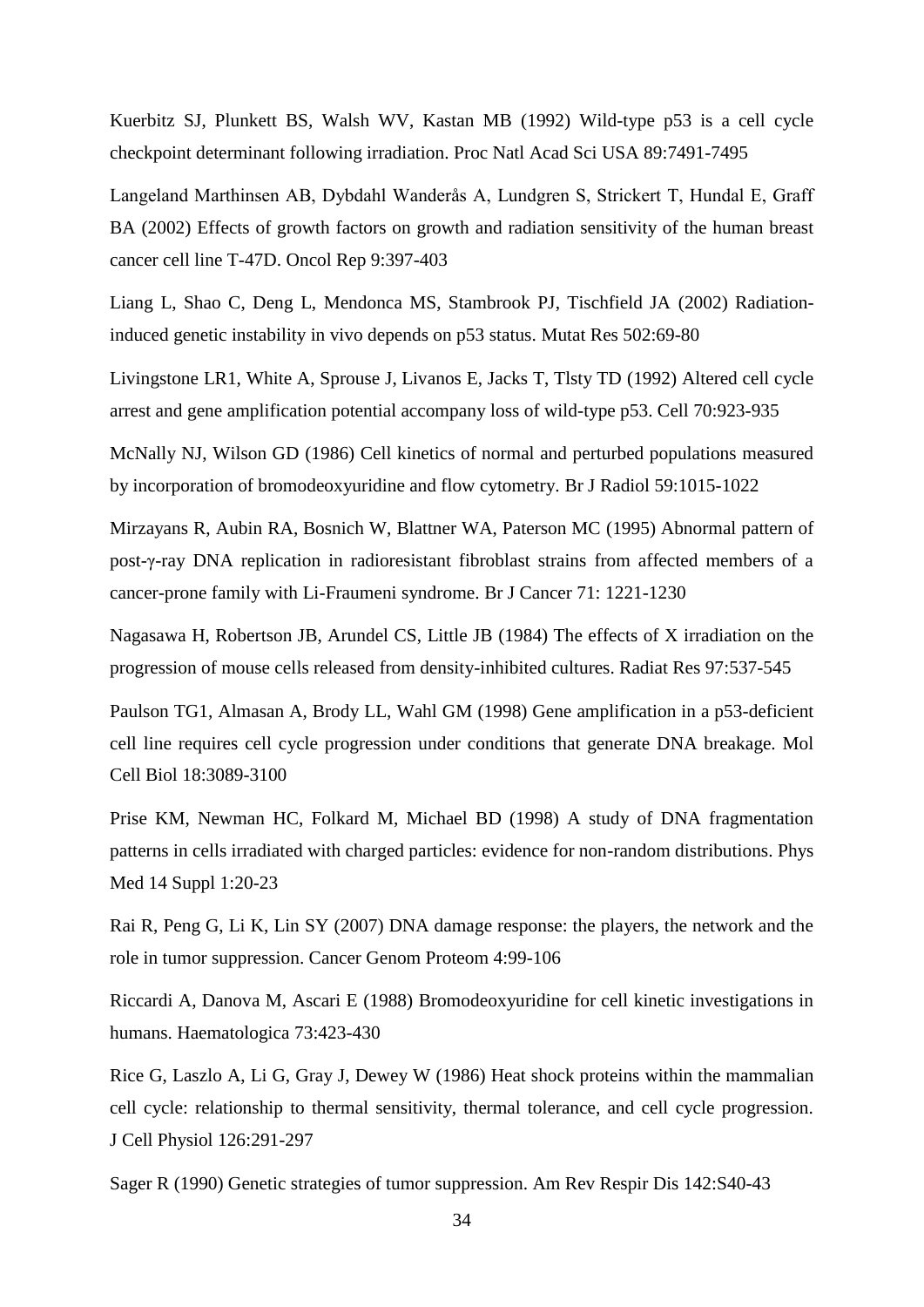Kuerbitz SJ, Plunkett BS, Walsh WV, Kastan MB (1992) Wild-type p53 is a cell cycle checkpoint determinant following irradiation. Proc Natl Acad Sci USA 89:7491-7495

Langeland Marthinsen AB, Dybdahl Wanderås A, Lundgren S, Strickert T, Hundal E, Graff BA (2002) Effects of growth factors on growth and radiation sensitivity of the human breast cancer cell line T-47D. Oncol Rep 9:397-403

Liang L, Shao C, Deng L, Mendonca MS, Stambrook PJ, Tischfield JA (2002) Radiation-induced genetic instability in vivo depends on p53 status. Mutat Res 502:69-80

Livingstone LR1, White A, Sprouse J, Livanos E, Jacks T, Tlsty TD (1992) Altered cell cycle arrest and gene amplification potential accompany loss of wild-type p53. Cell 70:923-935

McNally NJ, Wilson GD (1986) Cell kinetics of normal and perturbed populations measured by incorporation of bromodeoxyuridine and flow cytometry. Br J Radiol 59:1015-1022

Mirzayans R, Aubin RA, Bosnich W, Blattner WA, Paterson MC (1995) Abnormal pattern of post-γ-ray DNA replication in radioresistant fibroblast strains from affected members of a cancer-prone family with Li-Fraumeni syndrome. Br J Cancer 71: 1221-1230

Nagasawa H, Robertson JB, Arundel CS, Little JB (1984) The effects of X irradiation on the progression of mouse cells released from density-inhibited cultures. Radiat Res 97:537-545

Paulson TG1, Almasan A, Brody LL, Wahl GM (1998) Gene amplification in a p53-deficient cell line requires cell cycle progression under conditions that generate DNA breakage. Mol Cell Biol 18:3089-3100

Prise KM, Newman HC, Folkard M, Michael BD (1998) A study of DNA fragmentation patterns in cells irradiated with charged particles: evidence for non-random distributions. Phys Med 14 Suppl 1:20-23

Rai R, Peng G, Li K, Lin SY (2007) DNA damage response: the players, the network and the role in tumor suppression. Cancer Genom Proteom 4:99-106

Riccardi A, Danova M, Ascari E (1988) Bromodeoxyuridine for cell kinetic investigations in humans. Haematologica 73:423-430

Rice G, Laszlo A, Li G, Gray J, Dewey W (1986) Heat shock proteins within the mammalian cell cycle: relationship to thermal sensitivity, thermal tolerance, and cell cycle progression. J Cell Physiol 126:291-297

Sager R (1990) Genetic strategies of tumor suppression. Am Rev Respir Dis 142:S40-43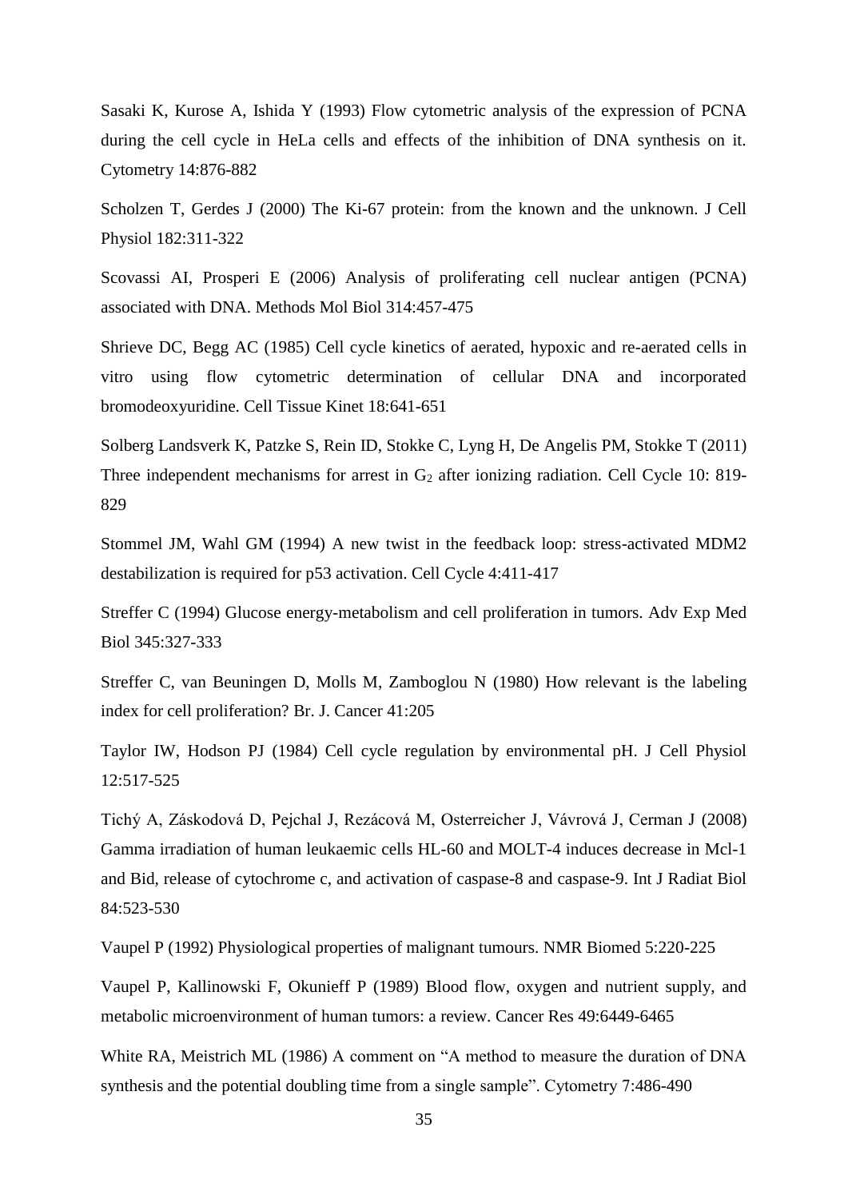Sasaki K, Kurose A, Ishida Y (1993) Flow cytometric analysis of the expression of PCNA during the cell cycle in HeLa cells and effects of the inhibition of DNA synthesis on it. Cytometry 14:876-882

Scholzen T, Gerdes J (2000) The Ki-67 protein: from the known and the unknown. J Cell Physiol 182:311-322

Scovassi AI, Prosperi E (2006) Analysis of proliferating cell nuclear antigen (PCNA) associated with DNA. Methods Mol Biol 314:457-475

Shrieve DC, Begg AC (1985) Cell cycle kinetics of aerated, hypoxic and re-aerated cells in vitro using flow cytometric determination of cellular DNA and incorporated bromodeoxyuridine. Cell Tissue Kinet 18:641-651

Solberg Landsverk K, Patzke S, Rein ID, Stokke C, Lyng H, De Angelis PM, Stokke T (2011) Three independent mechanisms for arrest in $G_2$ after ionizing radiation. Cell Cycle 10: 819-829

Stommel JM, Wahl GM (1994) A new twist in the feedback loop: stress-activated MDM2 destabilization is required for p53 activation. Cell Cycle 4:411-417

Streffer C (1994) Glucose energy-metabolism and cell proliferation in tumors. Adv Exp Med Biol 345:327-333

Streffer C, van Beuningen D, Molls M, Zamboglou N (1980) How relevant is the labeling index for cell proliferation? Br. J. Cancer 41:205

Taylor IW, Hodson PJ (1984) Cell cycle regulation by environmental pH. J Cell Physiol 12:517-525

Tichý A, Záskodová D, Pejchal J, Rezácová M, Osterreicher J, Vávrová J, Cerman J (2008) Gamma irradiation of human leukaemic cells HL-60 and MOLT-4 induces decrease in Mcl-1 and Bid, release of cytochrome c, and activation of caspase-8 and caspase-9. Int J Radiat Biol 84:523-530

Vaupel P (1992) Physiological properties of malignant tumours. NMR Biomed 5:220-225

Vaupel P, Kallinowski F, Okunieff P (1989) Blood flow, oxygen and nutrient supply, and metabolic microenvironment of human tumors: a review. Cancer Res 49:6449-6465

White RA, Meistrich ML (1986) A comment on "A method to measure the duration of DNA synthesis and the potential doubling time from a single sample". Cytometry 7:486-490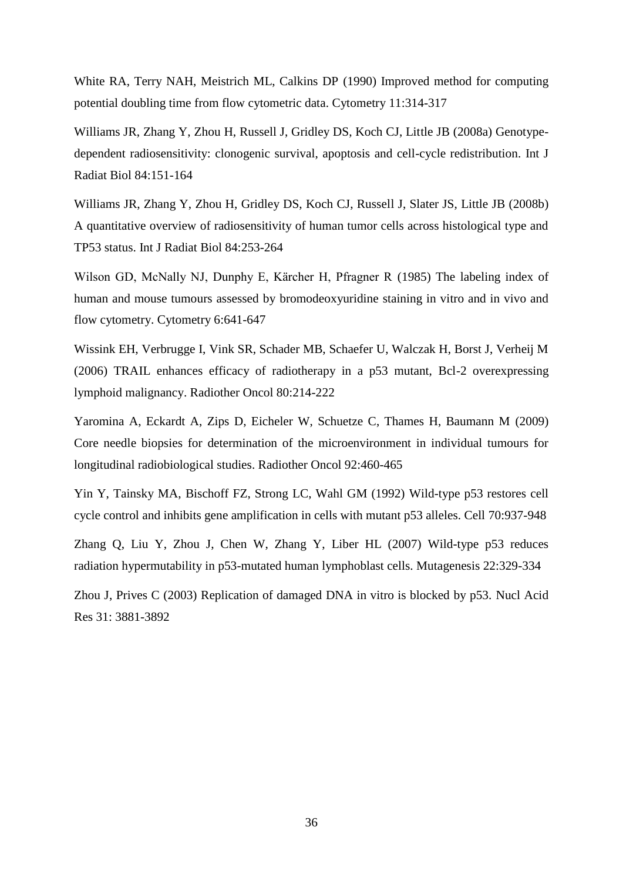White RA, Terry NAH, Meistrich ML, Calkins DP (1990) Improved method for computing potential doubling time from flow cytometric data. Cytometry 11:314-317

Williams JR, Zhang Y, Zhou H, Russell J, Gridley DS, Koch CJ, Little JB (2008a) Genotype-dependent radiosensitivity: clonogenic survival, apoptosis and cell-cycle redistribution. Int J Radiat Biol 84:151-164

Williams JR, Zhang Y, Zhou H, Gridley DS, Koch CJ, Russell J, Slater JS, Little JB (2008b) A quantitative overview of radiosensitivity of human tumor cells across histological type and TP53 status. Int J Radiat Biol 84:253-264

Wilson GD, McNally NJ, Dunphy E, Kärcher H, Pfragner R (1985) The labeling index of human and mouse tumours assessed by bromodeoxyuridine staining in vitro and in vivo and flow cytometry. Cytometry 6:641-647

Wissink EH, Verbrugge I, Vink SR, Schader MB, Schaefer U, Walczak H, Borst J, Verheij M (2006) TRAIL enhances efficacy of radiotherapy in a p53 mutant, Bcl-2 overexpressing lymphoid malignancy. Radiother Oncol 80:214-222

Yaromina A, Eckardt A, Zips D, Eicheler W, Schuetze C, Thames H, Baumann M (2009) Core needle biopsies for determination of the microenvironment in individual tumours for longitudinal radiobiological studies. Radiother Oncol 92:460-465

Yin Y, Tainsky MA, Bischoff FZ, Strong LC, Wahl GM (1992) Wild-type p53 restores cell cycle control and inhibits gene amplification in cells with mutant p53 alleles. Cell 70:937-948

Zhang Q, Liu Y, Zhou J, Chen W, Zhang Y, Liber HL (2007) Wild-type p53 reduces radiation hypermutability in p53-mutated human lymphoblast cells. Mutagenesis 22:329-334

Zhou J, Prives C (2003) Replication of damaged DNA in vitro is blocked by p53. Nucl Acid Res 31: 3881-3892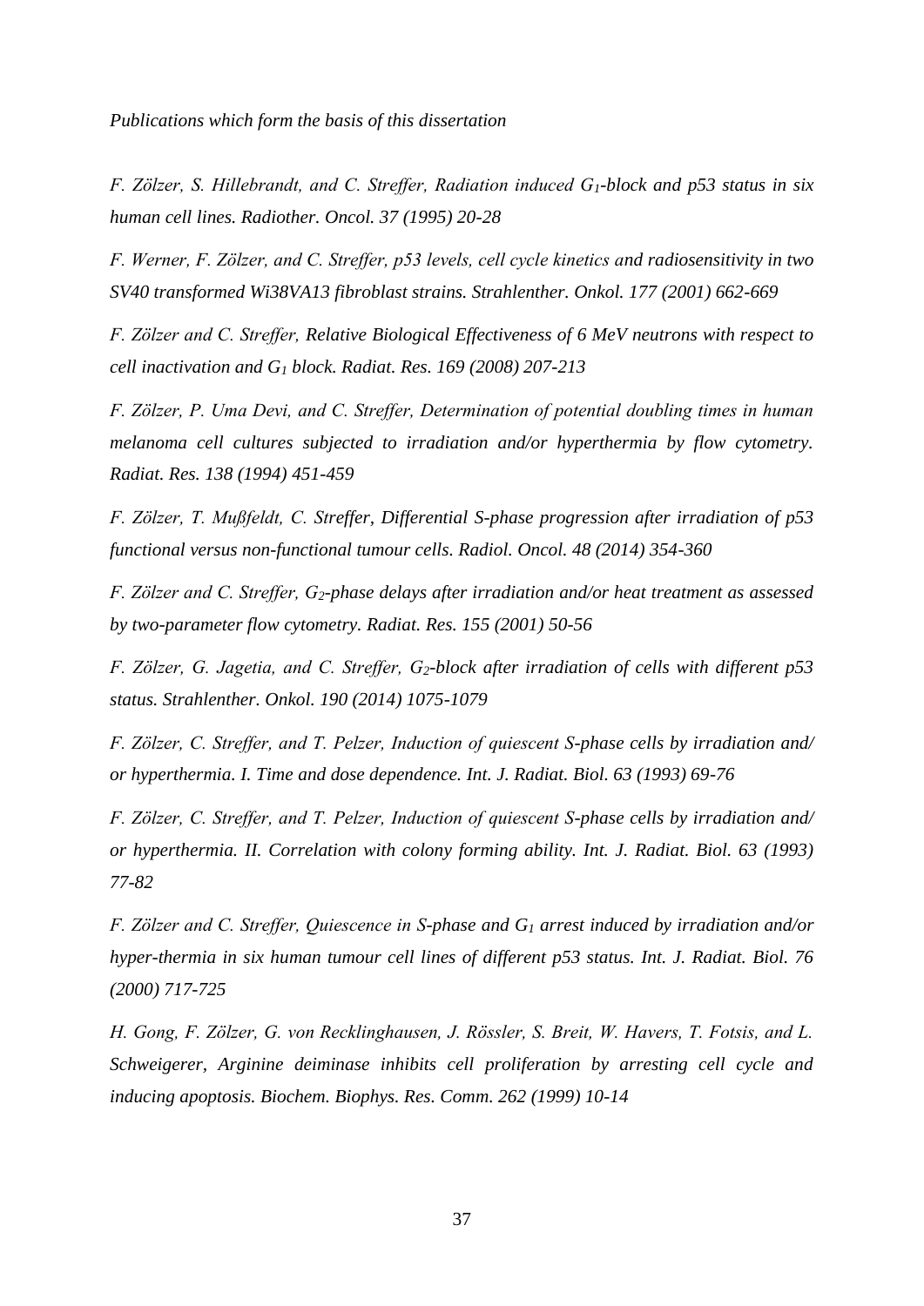*Publications which form the basis of this dissertation*

*F. Zölzer, S. Hillebrandt, and C. Streffer, Radiation induced $G_1$-block and p53 status in six human cell lines. Radiother. Oncol. 37 (1995) 20-28*

*F. Werner, F. Zölzer, and C. Streffer, p53 levels, cell cycle kinetics and radiosensitivity in two SV40 transformed Wi38VA13 fibroblast strains. Strahlenther. Onkol. 177 (2001) 662-669*

*F. Zölzer and C. Streffer, Relative Biological Effectiveness of 6 MeV neutrons with respect to cell inactivation and $G_1$ block. Radiat. Res. 169 (2008) 207-213*

*F. Zölzer, P. Uma Devi, and C. Streffer, Determination of potential doubling times in human melanoma cell cultures subjected to irradiation and/or hyperthermia by flow cytometry. Radiat. Res. 138 (1994) 451-459*

*F. Zölzer, T. Mußfeldt, C. Streffer, Differential S-phase progression after irradiation of p53 functional versus non-functional tumour cells. Radiol. Oncol. 48 (2014) 354-360*

*F. Zölzer and C. Streffer, $G_2$-phase delays after irradiation and/or heat treatment as assessed by two-parameter flow cytometry. Radiat. Res. 155 (2001) 50-56*

*F. Zölzer, G. Jagetia, and C. Streffer, $G_2$-block after irradiation of cells with different p53 status. Strahlenther. Onkol. 190 (2014) 1075-1079*

*F. Zölzer, C. Streffer, and T. Pelzer, Induction of quiescent S-phase cells by irradiation and/ or hyperthermia. I. Time and dose dependence. Int. J. Radiat. Biol. 63 (1993) 69-76*

*F. Zölzer, C. Streffer, and T. Pelzer, Induction of quiescent S-phase cells by irradiation and/ or hyperthermia. II. Correlation with colony forming ability. Int. J. Radiat. Biol. 63 (1993) 77-82*

*F. Zölzer and C. Streffer, Quiescence in S-phase and $G_1$ arrest induced by irradiation and/or hyper-thermia in six human tumour cell lines of different p53 status. Int. J. Radiat. Biol. 76 (2000) 717-725*

*H. Gong, F. Zölzer, G. von Recklinghausen, J. Rössler, S. Breit, W. Havers, T. Fotsis, and L. Schweigerer, Arginine deiminase inhibits cell proliferation by arresting cell cycle and inducing apoptosis. Biochem. Biophys. Res. Comm. 262 (1999) 10-14*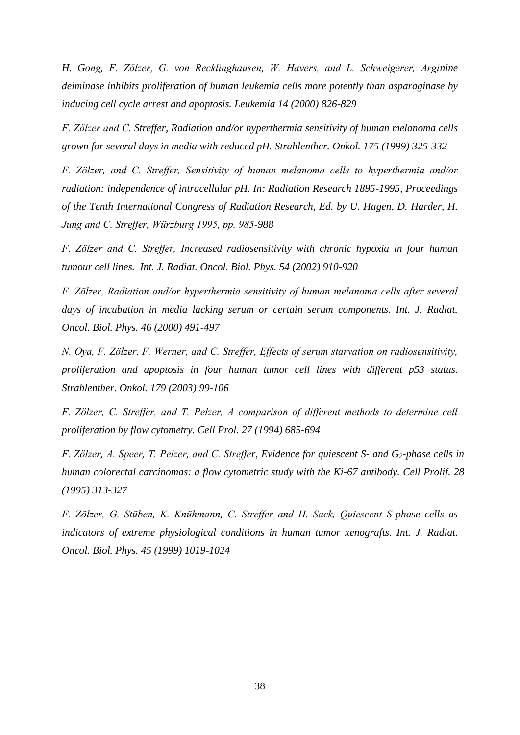*H. Gong, F. Zölzer, G. von Recklinghausen, W. Havers, and L. Schweigerer, Arginine deiminase inhibits proliferation of human leukemia cells more potently than asparaginase by inducing cell cycle arrest and apoptosis. Leukemia 14 (2000) 826-829*

*F. Zölzer and C. Streffer, Radiation and/or hyperthermia sensitivity of human melanoma cells grown for several days in media with reduced pH. Strahlenther. Onkol. 175 (1999) 325-332*

*F. Zölzer, and C. Streffer, Sensitivity of human melanoma cells to hyperthermia and/or radiation: independence of intracellular pH. In: Radiation Research 1895-1995, Proceedings of the Tenth International Congress of Radiation Research, Ed. by U. Hagen, D. Harder, H. Jung and C. Streffer, Würzburg 1995, pp. 985-988*

*F. Zölzer and C. Streffer, Increased radiosensitivity with chronic hypoxia in four human tumour cell lines. Int. J. Radiat. Oncol. Biol. Phys. 54 (2002) 910-920*

*F. Zölzer, Radiation and/or hyperthermia sensitivity of human melanoma cells after several days of incubation in media lacking serum or certain serum components. Int. J. Radiat. Oncol. Biol. Phys. 46 (2000) 491-497*

*N. Oya, F. Zölzer, F. Werner, and C. Streffer, Effects of serum starvation on radiosensitivity, proliferation and apoptosis in four human tumor cell lines with different p53 status. Strahlenther. Onkol. 179 (2003) 99-106*

*F. Zölzer, C. Streffer, and T. Pelzer, A comparison of different methods to determine cell proliferation by flow cytometry. Cell Prol. 27 (1994) 685-694*

*F. Zölzer, A. Speer, T. Pelzer, and C. Streffer, Evidence for quiescent S- and $G_2$-phase cells in human colorectal carcinomas: a flow cytometric study with the Ki-67 antibody. Cell Prolif. 28 (1995) 313-327*

*F. Zölzer, G. Stüben, K. Knühmann, C. Streffer and H. Sack, Quiescent S-phase cells as indicators of extreme physiological conditions in human tumor xenografts. Int. J. Radiat. Oncol. Biol. Phys. 45 (1999) 1019-1024*